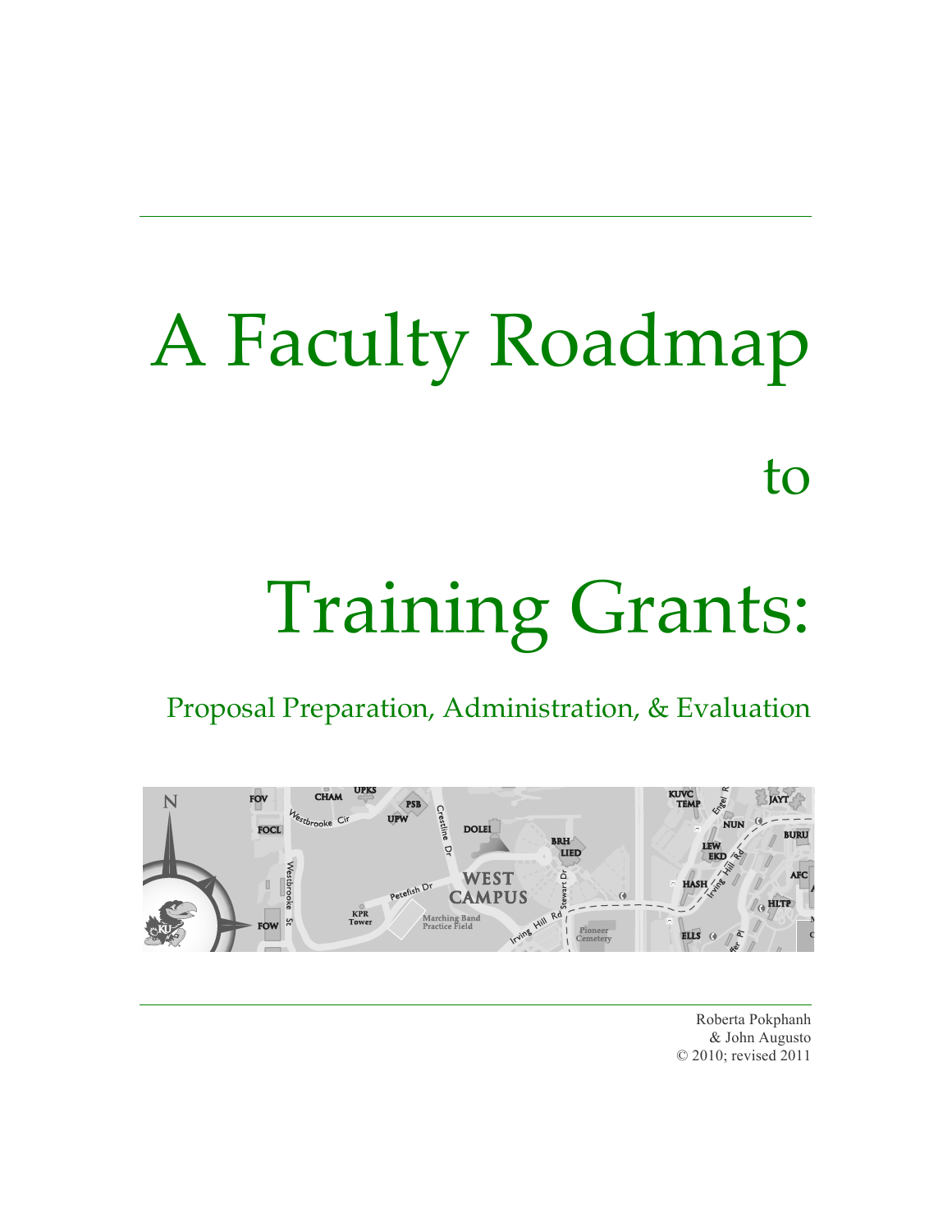# A Faculty Roadmap to Training Grants:

## Proposal Preparation, Administration, & Evaluation

Roberta Pokphanh
& John Augusto
© 2010; revised 2011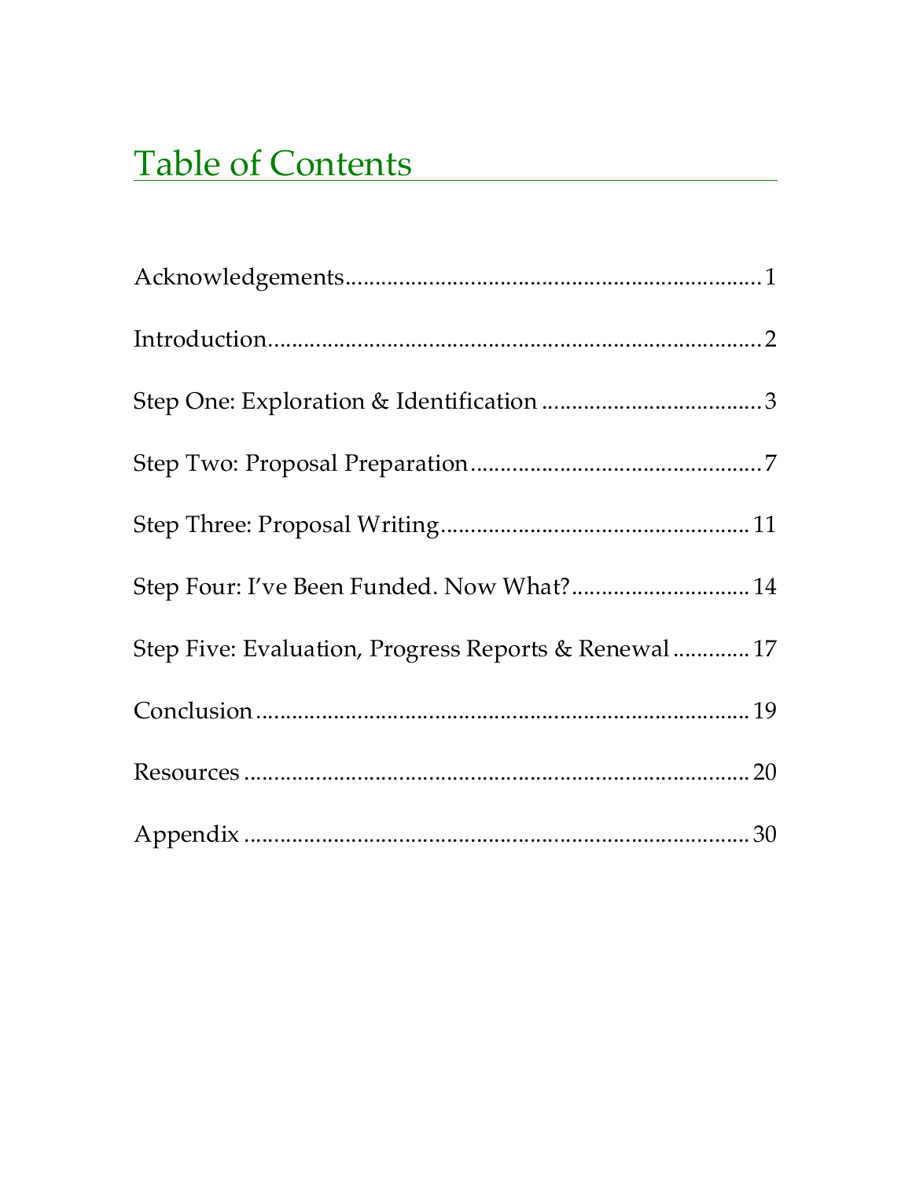# Table of Contents

Acknowledgements.......................................................................1

Introduction.....................................................................................2

Step One: Exploration & Identification .....................................3

Step Two: Proposal Preparation..................................................7

Step Three: Proposal Writing.....................................................11

Step Four: I've Been Funded. Now What?...............................14

Step Five: Evaluation, Progress Reports & Renewal.............17

Conclusion.....................................................................................19

Resources.......................................................................................20

Appendix.......................................................................................30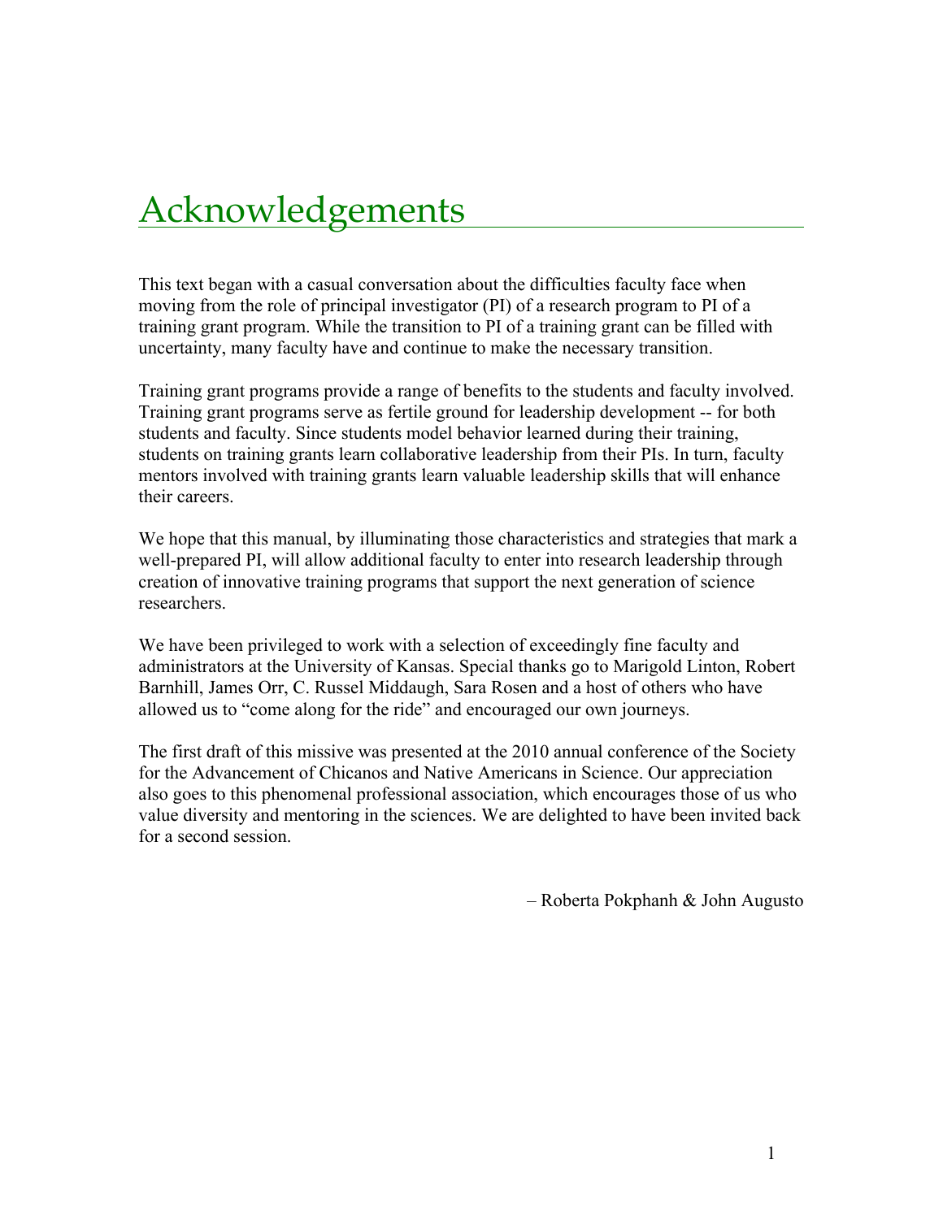# Acknowledgements

This text began with a casual conversation about the difficulties faculty face when moving from the role of principal investigator (PI) of a research program to PI of a training grant program. While the transition to PI of a training grant can be filled with uncertainty, many faculty have and continue to make the necessary transition.

Training grant programs provide a range of benefits to the students and faculty involved. Training grant programs serve as fertile ground for leadership development -- for both students and faculty. Since students model behavior learned during their training, students on training grants learn collaborative leadership from their PIs. In turn, faculty mentors involved with training grants learn valuable leadership skills that will enhance their careers.

We hope that this manual, by illuminating those characteristics and strategies that mark a well-prepared PI, will allow additional faculty to enter into research leadership through creation of innovative training programs that support the next generation of science researchers.

We have been privileged to work with a selection of exceedingly fine faculty and administrators at the University of Kansas. Special thanks go to Marigold Linton, Robert Barnhill, James Orr, C. Russel Middaugh, Sara Rosen and a host of others who have allowed us to "come along for the ride" and encouraged our own journeys.

The first draft of this missive was presented at the 2010 annual conference of the Society for the Advancement of Chicanos and Native Americans in Science. Our appreciation also goes to this phenomenal professional association, which encourages those of us who value diversity and mentoring in the sciences. We are delighted to have been invited back for a second session.

– Roberta Pokphanh & John Augusto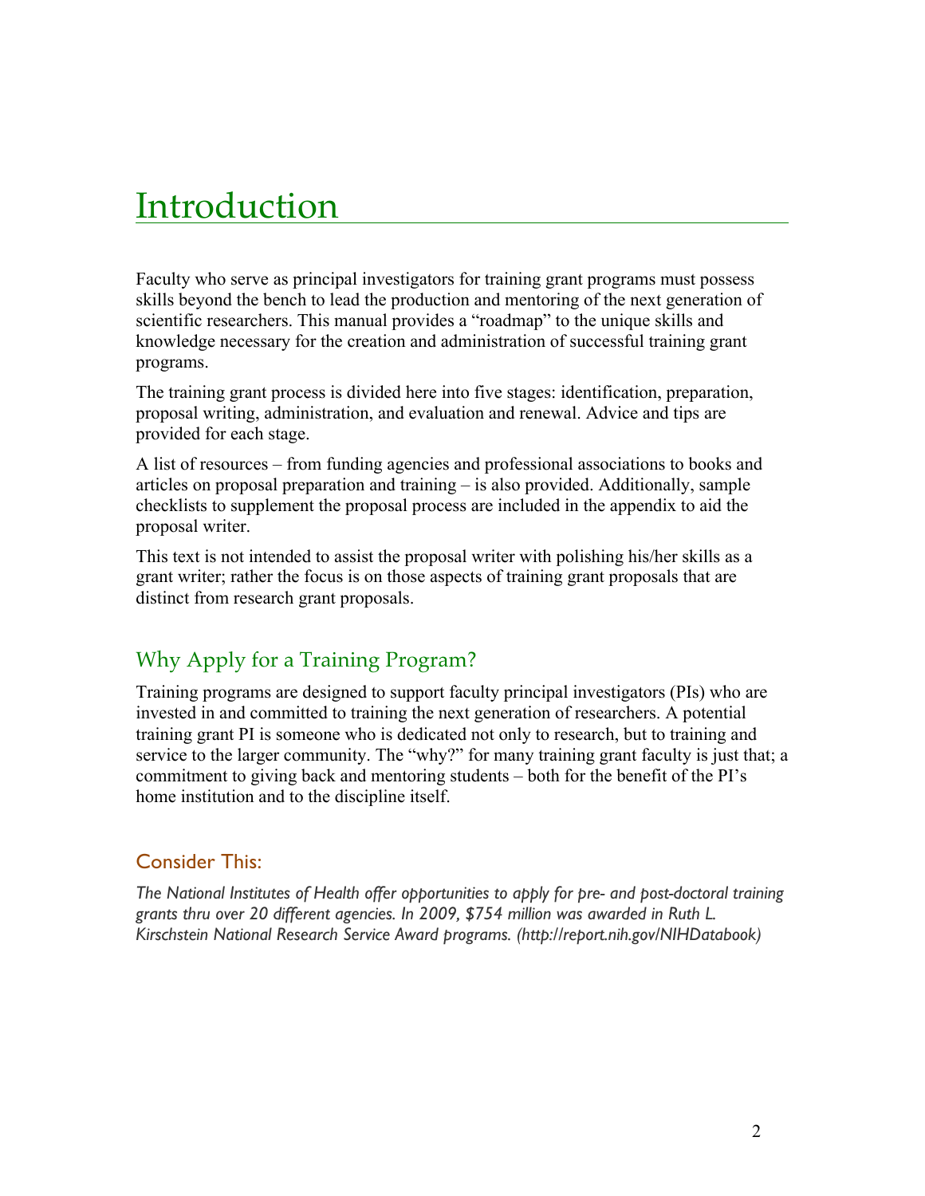# Introduction

Faculty who serve as principal investigators for training grant programs must possess skills beyond the bench to lead the production and mentoring of the next generation of scientific researchers. This manual provides a "roadmap" to the unique skills and knowledge necessary for the creation and administration of successful training grant programs.

The training grant process is divided here into five stages: identification, preparation, proposal writing, administration, and evaluation and renewal. Advice and tips are provided for each stage.

A list of resources – from funding agencies and professional associations to books and articles on proposal preparation and training – is also provided. Additionally, sample checklists to supplement the proposal process are included in the appendix to aid the proposal writer.

This text is not intended to assist the proposal writer with polishing his/her skills as a grant writer; rather the focus is on those aspects of training grant proposals that are distinct from research grant proposals.

## Why Apply for a Training Program?

Training programs are designed to support faculty principal investigators (PIs) who are invested in and committed to training the next generation of researchers. A potential training grant PI is someone who is dedicated not only to research, but to training and service to the larger community. The "why?" for many training grant faculty is just that; a commitment to giving back and mentoring students – both for the benefit of the PI's home institution and to the discipline itself.

### Consider This:

*The National Institutes of Health offer opportunities to apply for pre- and post-doctoral training grants thru over 20 different agencies. In 2009, $754 million was awarded in Ruth L. Kirschstein National Research Service Award programs. (http://report.nih.gov/NIHDatabook)*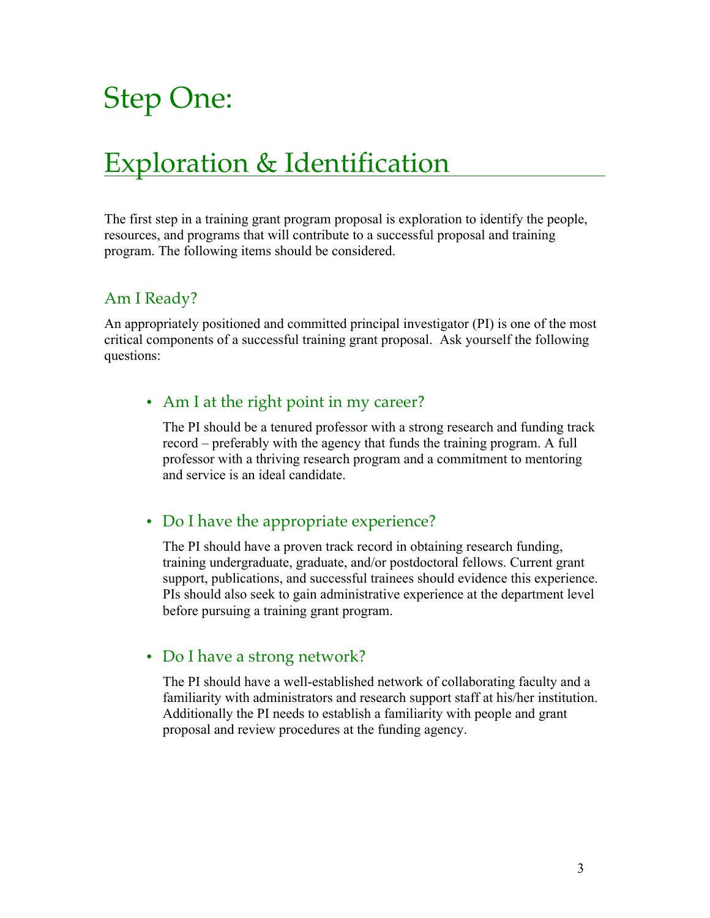# Step One:

# Exploration & Identification

The first step in a training grant program proposal is exploration to identify the people, resources, and programs that will contribute to a successful proposal and training program. The following items should be considered.

## Am I Ready?

An appropriately positioned and committed principal investigator (PI) is one of the most critical components of a successful training grant proposal. Ask yourself the following questions:

- ### Am I at the right point in my career?

  The PI should be a tenured professor with a strong research and funding track record – preferably with the agency that funds the training program. A full professor with a thriving research program and a commitment to mentoring and service is an ideal candidate.

- ### Do I have the appropriate experience?

  The PI should have a proven track record in obtaining research funding, training undergraduate, graduate, and/or postdoctoral fellows. Current grant support, publications, and successful trainees should evidence this experience. PIs should also seek to gain administrative experience at the department level before pursuing a training grant program.

- ### Do I have a strong network?

  The PI should have a well-established network of collaborating faculty and a familiarity with administrators and research support staff at his/her institution. Additionally the PI needs to establish a familiarity with people and grant proposal and review procedures at the funding agency.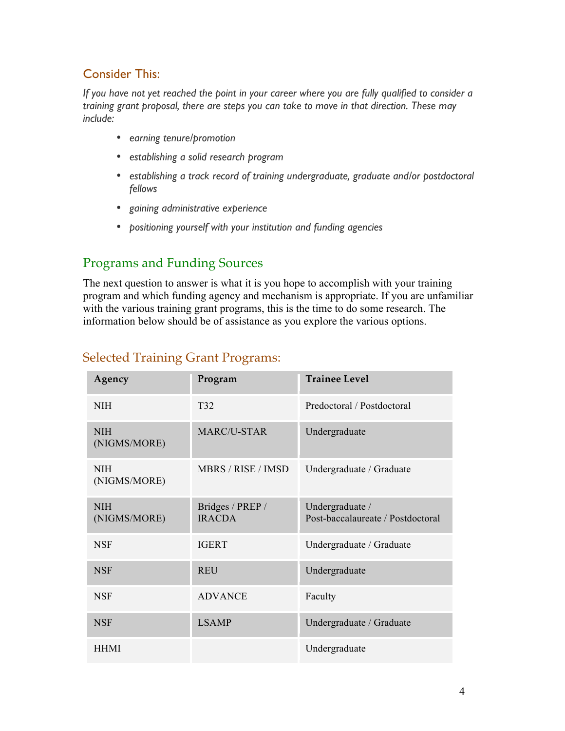## Consider This:

*If you have not yet reached the point in your career where you are fully qualified to consider a training grant proposal, there are steps you can take to move in that direction. These may include:*

- *earning tenure/promotion*
- *establishing a solid research program*
- *establishing a track record of training undergraduate, graduate and/or postdoctoral fellows*
- *gaining administrative experience*
- *positioning yourself with your institution and funding agencies*

## Programs and Funding Sources

The next question to answer is what it is you hope to accomplish with your training program and which funding agency and mechanism is appropriate. If you are unfamiliar with the various training grant programs, this is the time to do some research. The information below should be of assistance as you explore the various options.

## Selected Training Grant Programs:

| Agency | Program | Trainee Level |
|---|---|---|
| NIH | T32 | Predoctoral / Postdoctoral |
| NIH (NIGMS/MORE) | MARC/U-STAR | Undergraduate |
| NIH (NIGMS/MORE) | MBRS / RISE / IMSD | Undergraduate / Graduate |
| NIH (NIGMS/MORE) | Bridges / PREP / IRACDA | Undergraduate / Post-baccalaureate / Postdoctoral |
| NSF | IGERT | Undergraduate / Graduate |
| NSF | REU | Undergraduate |
| NSF | ADVANCE | Faculty |
| NSF | LSAMP | Undergraduate / Graduate |
| HHMI | | Undergraduate |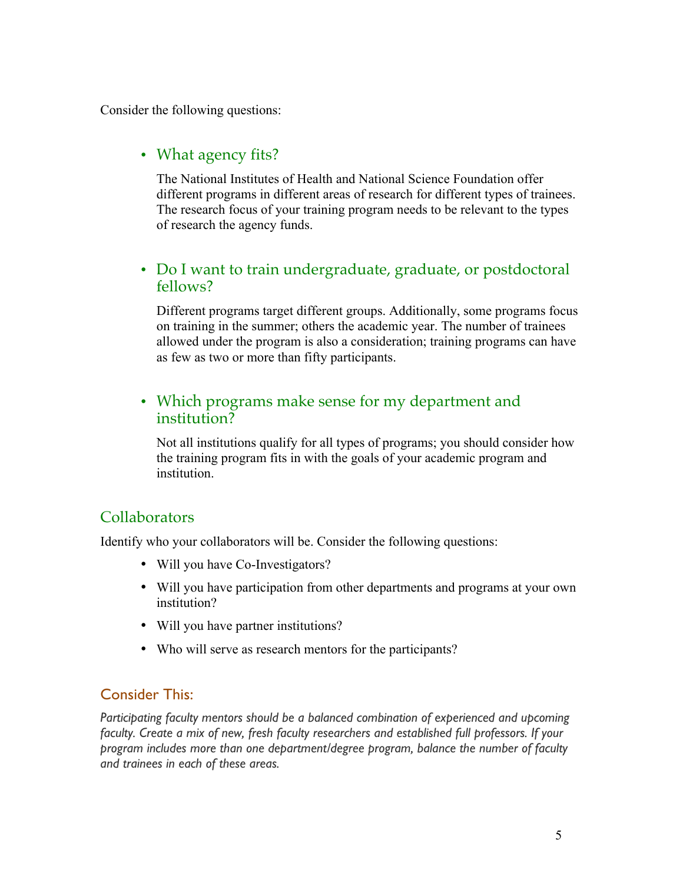Consider the following questions:

- ### What agency fits?

  The National Institutes of Health and National Science Foundation offer different programs in different areas of research for different types of trainees. The research focus of your training program needs to be relevant to the types of research the agency funds.

- ### Do I want to train undergraduate, graduate, or postdoctoral fellows?

  Different programs target different groups. Additionally, some programs focus on training in the summer; others the academic year. The number of trainees allowed under the program is also a consideration; training programs can have as few as two or more than fifty participants.

- ### Which programs make sense for my department and institution?

  Not all institutions qualify for all types of programs; you should consider how the training program fits in with the goals of your academic program and institution.

## Collaborators

Identify who your collaborators will be. Consider the following questions:

- Will you have Co-Investigators?
- Will you have participation from other departments and programs at your own institution?
- Will you have partner institutions?
- Who will serve as research mentors for the participants?

### Consider This:

*Participating faculty mentors should be a balanced combination of experienced and upcoming faculty. Create a mix of new, fresh faculty researchers and established full professors. If your program includes more than one department/degree program, balance the number of faculty and trainees in each of these areas.*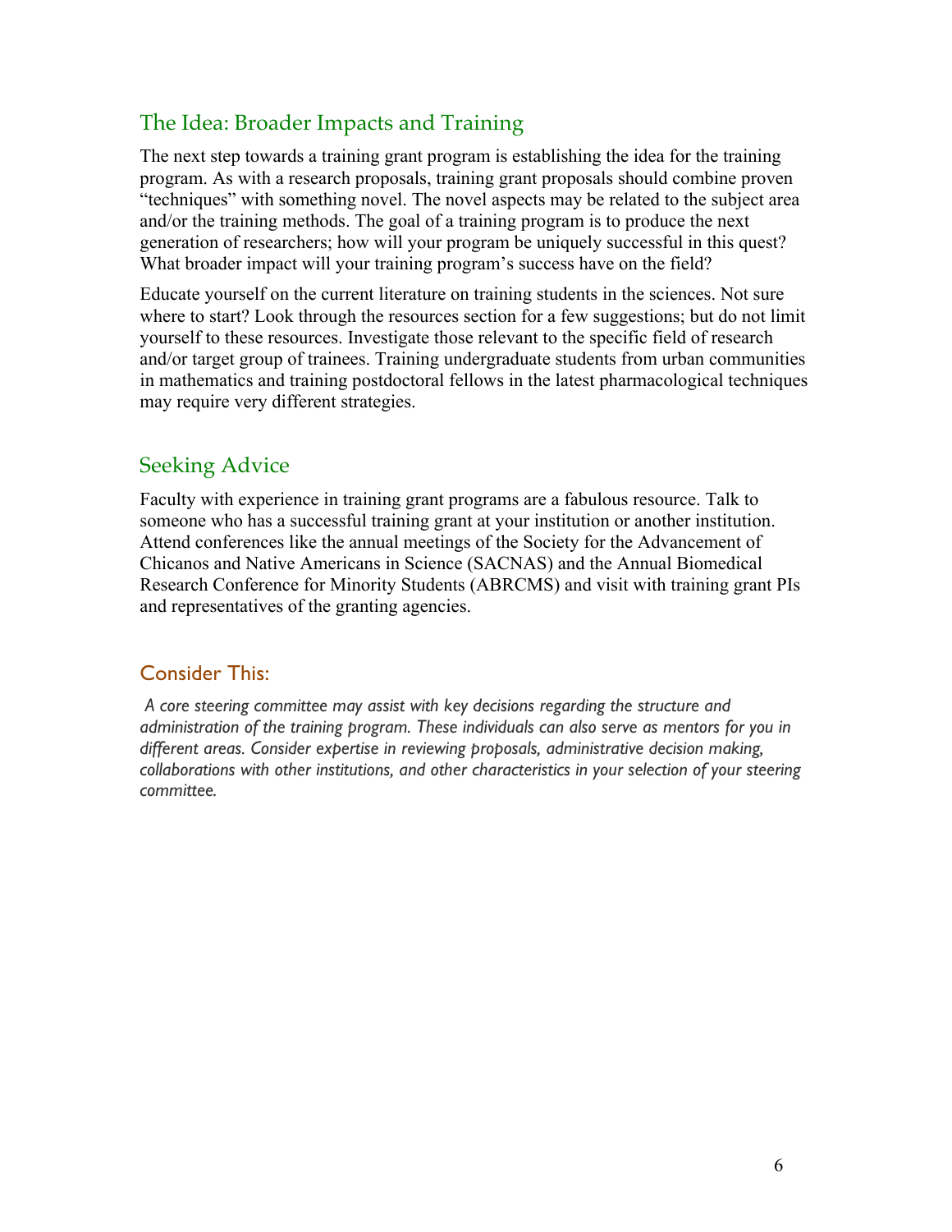## The Idea: Broader Impacts and Training

The next step towards a training grant program is establishing the idea for the training program. As with a research proposals, training grant proposals should combine proven "techniques" with something novel. The novel aspects may be related to the subject area and/or the training methods. The goal of a training program is to produce the next generation of researchers; how will your program be uniquely successful in this quest? What broader impact will your training program's success have on the field?

Educate yourself on the current literature on training students in the sciences. Not sure where to start? Look through the resources section for a few suggestions; but do not limit yourself to these resources. Investigate those relevant to the specific field of research and/or target group of trainees. Training undergraduate students from urban communities in mathematics and training postdoctoral fellows in the latest pharmacological techniques may require very different strategies.

## Seeking Advice

Faculty with experience in training grant programs are a fabulous resource. Talk to someone who has a successful training grant at your institution or another institution. Attend conferences like the annual meetings of the Society for the Advancement of Chicanos and Native Americans in Science (SACNAS) and the Annual Biomedical Research Conference for Minority Students (ABRCMS) and visit with training grant PIs and representatives of the granting agencies.

## Consider This:

*A core steering committee may assist with key decisions regarding the structure and administration of the training program. These individuals can also serve as mentors for you in different areas. Consider expertise in reviewing proposals, administrative decision making, collaborations with other institutions, and other characteristics in your selection of your steering committee.*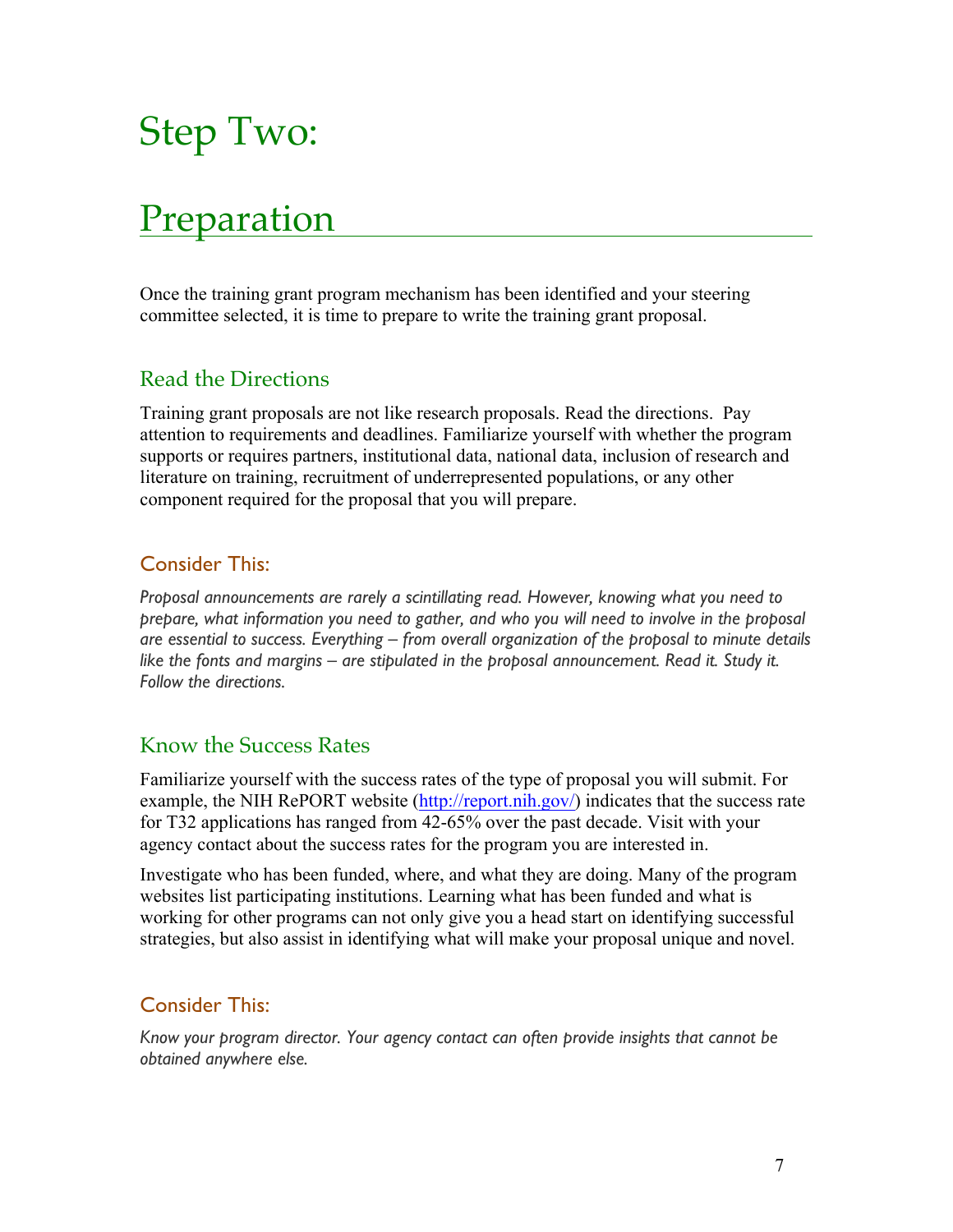# Step Two:

# Preparation

Once the training grant program mechanism has been identified and your steering committee selected, it is time to prepare to write the training grant proposal.

## Read the Directions

Training grant proposals are not like research proposals. Read the directions. Pay attention to requirements and deadlines. Familiarize yourself with whether the program supports or requires partners, institutional data, national data, inclusion of research and literature on training, recruitment of underrepresented populations, or any other component required for the proposal that you will prepare.

### Consider This:

*Proposal announcements are rarely a scintillating read. However, knowing what you need to prepare, what information you need to gather, and who you will need to involve in the proposal are essential to success. Everything – from overall organization of the proposal to minute details like the fonts and margins – are stipulated in the proposal announcement. Read it. Study it. Follow the directions.*

## Know the Success Rates

Familiarize yourself with the success rates of the type of proposal you will submit. For example, the NIH RePORT website ([http://report.nih.gov/](http://report.nih.gov/)) indicates that the success rate for T32 applications has ranged from 42-65% over the past decade. Visit with your agency contact about the success rates for the program you are interested in.

Investigate who has been funded, where, and what they are doing. Many of the program websites list participating institutions. Learning what has been funded and what is working for other programs can not only give you a head start on identifying successful strategies, but also assist in identifying what will make your proposal unique and novel.

### Consider This:

*Know your program director. Your agency contact can often provide insights that cannot be obtained anywhere else.*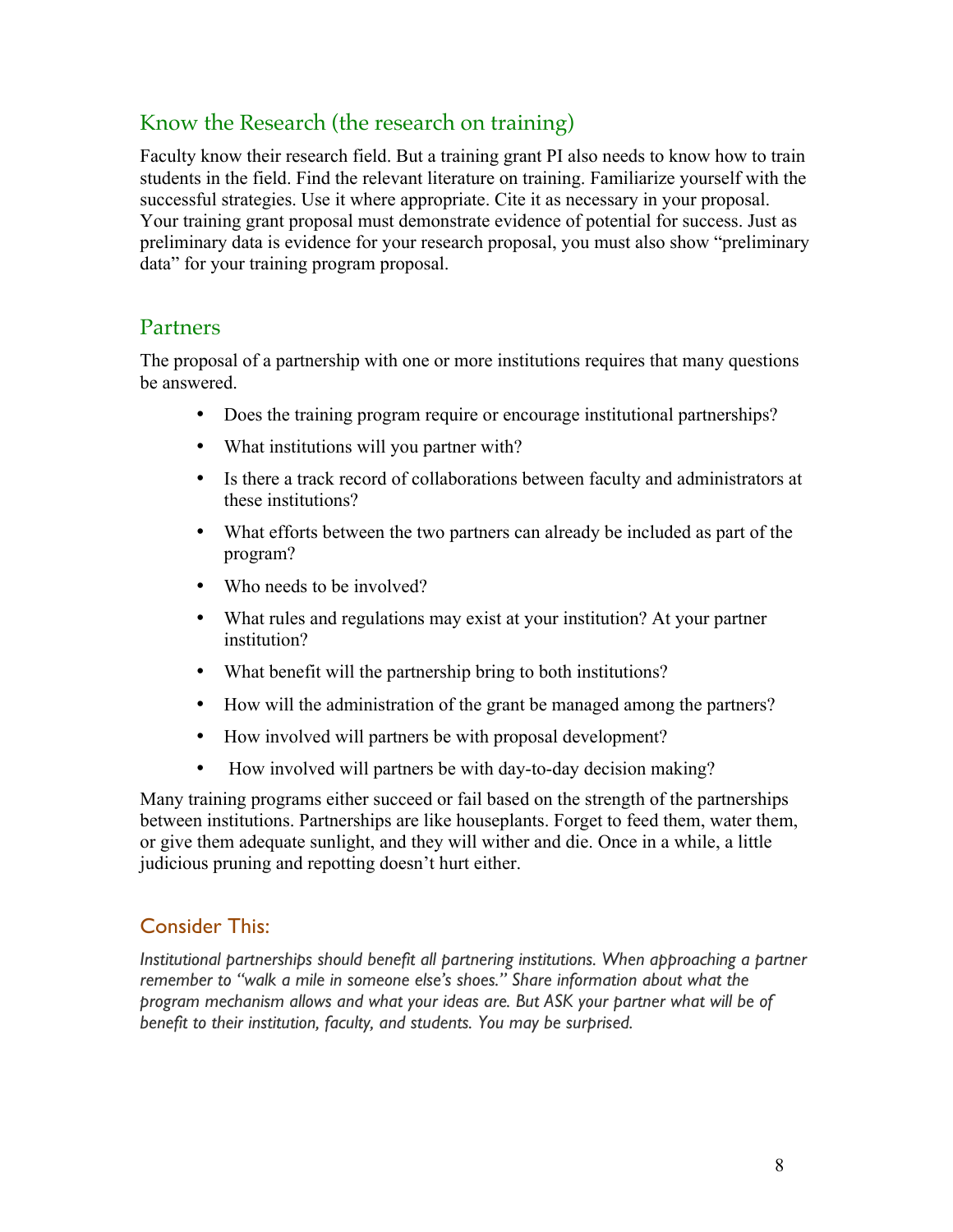## Know the Research (the research on training)

Faculty know their research field. But a training grant PI also needs to know how to train students in the field. Find the relevant literature on training. Familiarize yourself with the successful strategies. Use it where appropriate. Cite it as necessary in your proposal. Your training grant proposal must demonstrate evidence of potential for success. Just as preliminary data is evidence for your research proposal, you must also show "preliminary data" for your training program proposal.

## Partners

The proposal of a partnership with one or more institutions requires that many questions be answered.

- Does the training program require or encourage institutional partnerships?
- What institutions will you partner with?
- Is there a track record of collaborations between faculty and administrators at these institutions?
- What efforts between the two partners can already be included as part of the program?
- Who needs to be involved?
- What rules and regulations may exist at your institution? At your partner institution?
- What benefit will the partnership bring to both institutions?
- How will the administration of the grant be managed among the partners?
- How involved will partners be with proposal development?
- How involved will partners be with day-to-day decision making?

Many training programs either succeed or fail based on the strength of the partnerships between institutions. Partnerships are like houseplants. Forget to feed them, water them, or give them adequate sunlight, and they will wither and die. Once in a while, a little judicious pruning and repotting doesn't hurt either.

### Consider This:

*Institutional partnerships should benefit all partnering institutions. When approaching a partner remember to "walk a mile in someone else's shoes." Share information about what the program mechanism allows and what your ideas are. But ASK your partner what will be of benefit to their institution, faculty, and students. You may be surprised.*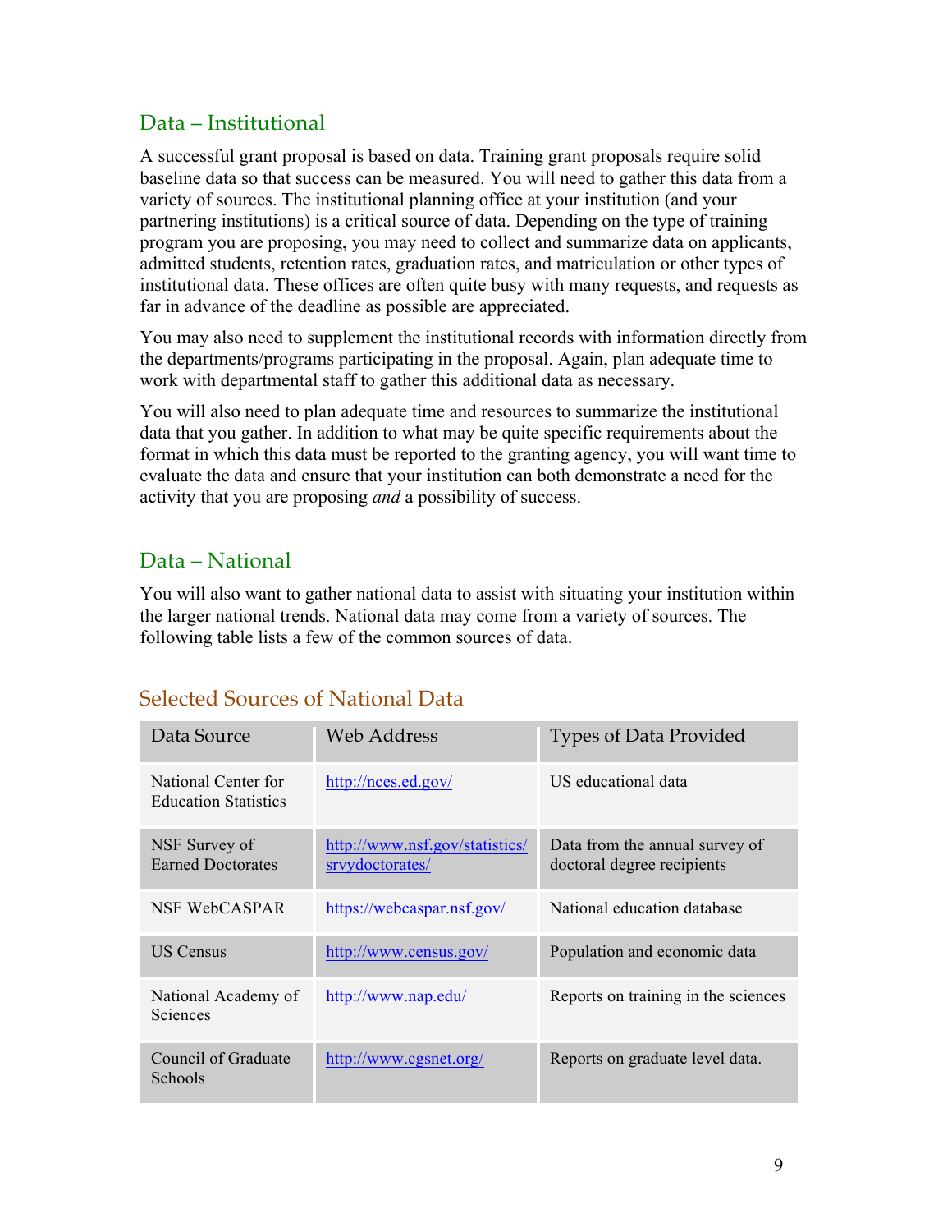## Data – Institutional

A successful grant proposal is based on data. Training grant proposals require solid baseline data so that success can be measured. You will need to gather this data from a variety of sources. The institutional planning office at your institution (and your partnering institutions) is a critical source of data. Depending on the type of training program you are proposing, you may need to collect and summarize data on applicants, admitted students, retention rates, graduation rates, and matriculation or other types of institutional data. These offices are often quite busy with many requests, and requests as far in advance of the deadline as possible are appreciated.

You may also need to supplement the institutional records with information directly from the departments/programs participating in the proposal. Again, plan adequate time to work with departmental staff to gather this additional data as necessary.

You will also need to plan adequate time and resources to summarize the institutional data that you gather. In addition to what may be quite specific requirements about the format in which this data must be reported to the granting agency, you will want time to evaluate the data and ensure that your institution can both demonstrate a need for the activity that you are proposing *and* a possibility of success.

## Data – National

You will also want to gather national data to assist with situating your institution within the larger national trends. National data may come from a variety of sources. The following table lists a few of the common sources of data.

### Selected Sources of National Data

| Data Source | Web Address | Types of Data Provided |
|---|---|---|
| National Center for Education Statistics | http://nces.ed.gov/ | US educational data |
| NSF Survey of Earned Doctorates | http://www.nsf.gov/statistics/srvydoctorates/ | Data from the annual survey of doctoral degree recipients |
| NSF WebCASPAR | https://webcaspar.nsf.gov/ | National education database |
| US Census | http://www.census.gov/ | Population and economic data |
| National Academy of Sciences | http://www.nap.edu/ | Reports on training in the sciences |
| Council of Graduate Schools | http://www.cgsnet.org/ | Reports on graduate level data. |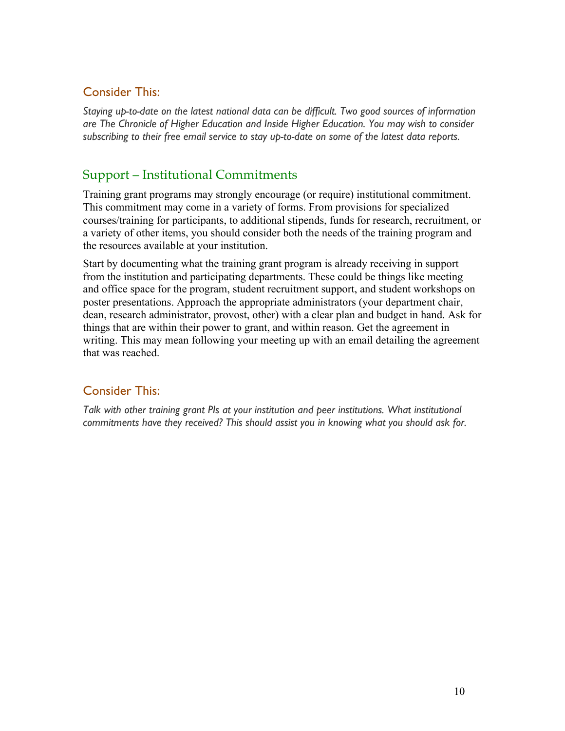### Consider This:

*Staying up-to-date on the latest national data can be difficult. Two good sources of information are The Chronicle of Higher Education and Inside Higher Education. You may wish to consider subscribing to their free email service to stay up-to-date on some of the latest data reports.*

## Support – Institutional Commitments

Training grant programs may strongly encourage (or require) institutional commitment. This commitment may come in a variety of forms. From provisions for specialized courses/training for participants, to additional stipends, funds for research, recruitment, or a variety of other items, you should consider both the needs of the training program and the resources available at your institution.

Start by documenting what the training grant program is already receiving in support from the institution and participating departments. These could be things like meeting and office space for the program, student recruitment support, and student workshops on poster presentations. Approach the appropriate administrators (your department chair, dean, research administrator, provost, other) with a clear plan and budget in hand. Ask for things that are within their power to grant, and within reason. Get the agreement in writing. This may mean following your meeting up with an email detailing the agreement that was reached.

### Consider This:

*Talk with other training grant PIs at your institution and peer institutions. What institutional commitments have they received? This should assist you in knowing what you should ask for.*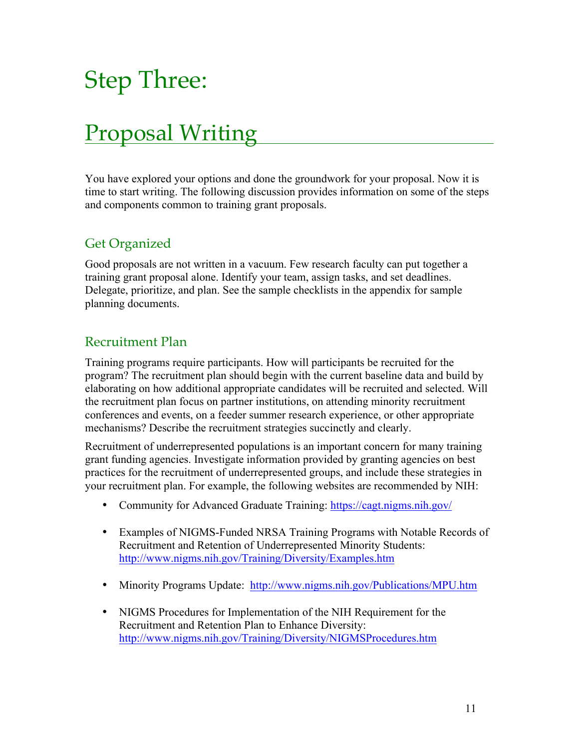# Step Three:

# Proposal Writing

You have explored your options and done the groundwork for your proposal. Now it is time to start writing. The following discussion provides information on some of the steps and components common to training grant proposals.

## Get Organized

Good proposals are not written in a vacuum. Few research faculty can put together a training grant proposal alone. Identify your team, assign tasks, and set deadlines. Delegate, prioritize, and plan. See the sample checklists in the appendix for sample planning documents.

## Recruitment Plan

Training programs require participants. How will participants be recruited for the program? The recruitment plan should begin with the current baseline data and build by elaborating on how additional appropriate candidates will be recruited and selected. Will the recruitment plan focus on partner institutions, on attending minority recruitment conferences and events, on a feeder summer research experience, or other appropriate mechanisms? Describe the recruitment strategies succinctly and clearly.

Recruitment of underrepresented populations is an important concern for many training grant funding agencies. Investigate information provided by granting agencies on best practices for the recruitment of underrepresented groups, and include these strategies in your recruitment plan. For example, the following websites are recommended by NIH:

- Community for Advanced Graduate Training: https://cagt.nigms.nih.gov/
- Examples of NIGMS-Funded NRSA Training Programs with Notable Records of Recruitment and Retention of Underrepresented Minority Students: http://www.nigms.nih.gov/Training/Diversity/Examples.htm
- Minority Programs Update: http://www.nigms.nih.gov/Publications/MPU.htm
- NIGMS Procedures for Implementation of the NIH Requirement for the Recruitment and Retention Plan to Enhance Diversity: http://www.nigms.nih.gov/Training/Diversity/NIGMSProcedures.htm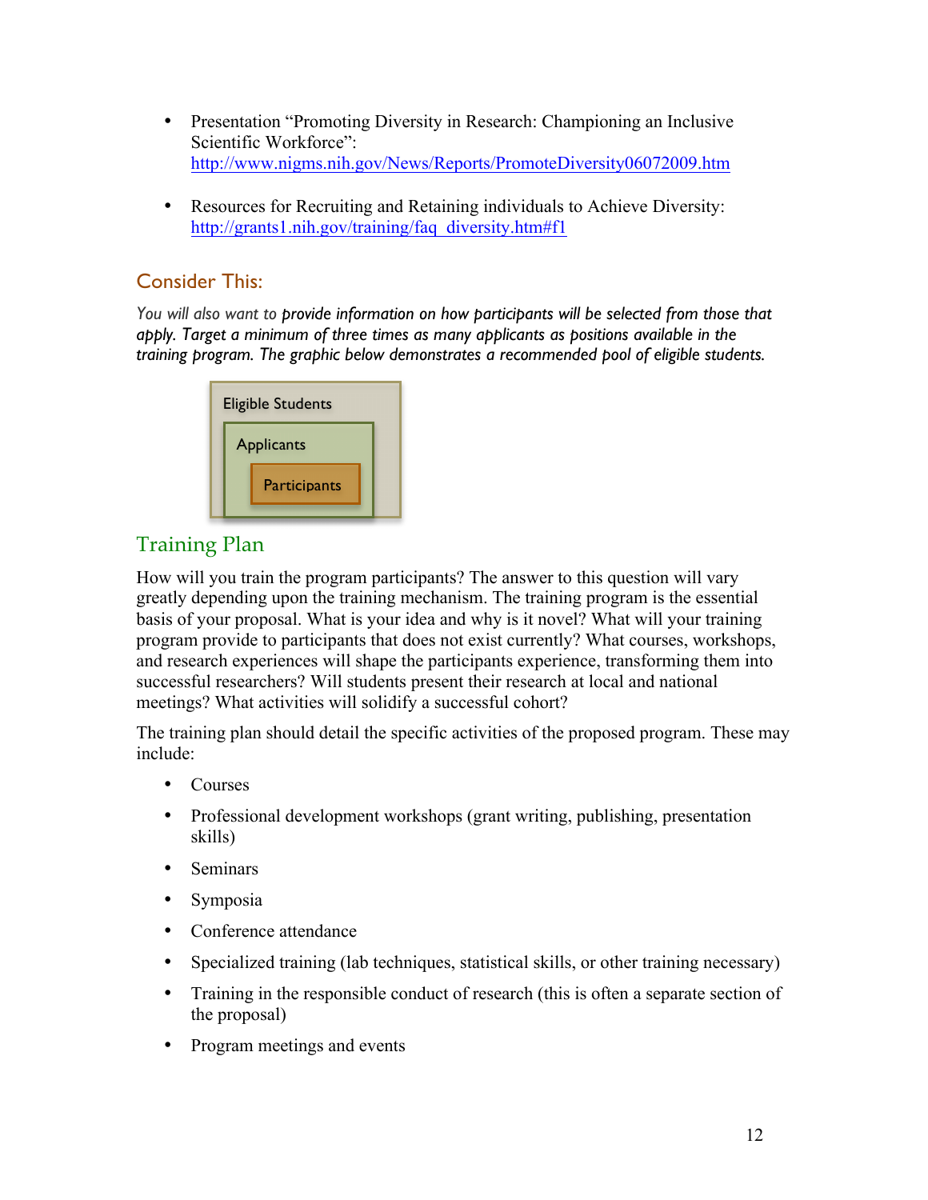- Presentation “Promoting Diversity in Research: Championing an Inclusive Scientific Workforce”: http://www.nigms.nih.gov/News/Reports/PromoteDiversity06072009.htm

- Resources for Recruiting and Retaining individuals to Achieve Diversity: http://grants1.nih.gov/training/faq_diversity.htm#f1

### Consider This:

*You will also want to provide information on how participants will be selected from those that apply. Target a minimum of three times as many applicants as positions available in the training program. The graphic below demonstrates a recommended pool of eligible students.*

Eligible Students

Applicants

Participants

## Training Plan

How will you train the program participants? The answer to this question will vary greatly depending upon the training mechanism. The training program is the essential basis of your proposal. What is your idea and why is it novel? What will your training program provide to participants that does not exist currently? What courses, workshops, and research experiences will shape the participants experience, transforming them into successful researchers? Will students present their research at local and national meetings? What activities will solidify a successful cohort?

The training plan should detail the specific activities of the proposed program. These may include:

- Courses
- Professional development workshops (grant writing, publishing, presentation skills)
- Seminars
- Symposia
- Conference attendance
- Specialized training (lab techniques, statistical skills, or other training necessary)
- Training in the responsible conduct of research (this is often a separate section of the proposal)
- Program meetings and events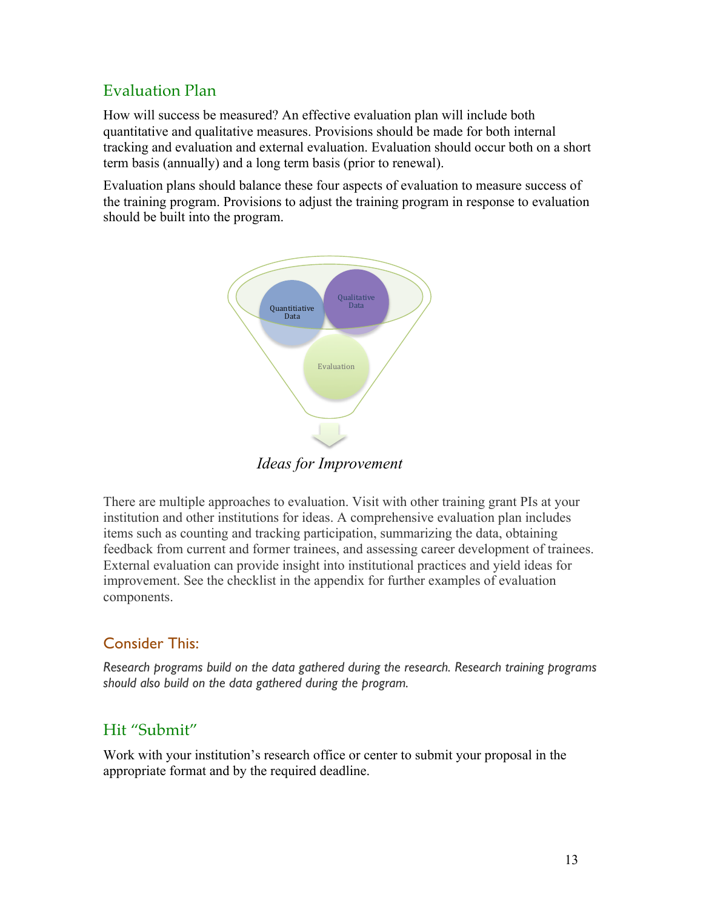## Evaluation Plan

How will success be measured? An effective evaluation plan will include both quantitative and qualitative measures. Provisions should be made for both internal tracking and evaluation and external evaluation. Evaluation should occur both on a short term basis (annually) and a long term basis (prior to renewal).

Evaluation plans should balance these four aspects of evaluation to measure success of the training program. Provisions to adjust the training program in response to evaluation should be built into the program.

Quantitiative Data

Qualitative Data

Evaluation

*Ideas for Improvement*

There are multiple approaches to evaluation. Visit with other training grant PIs at your institution and other institutions for ideas. A comprehensive evaluation plan includes items such as counting and tracking participation, summarizing the data, obtaining feedback from current and former trainees, and assessing career development of trainees. External evaluation can provide insight into institutional practices and yield ideas for improvement. See the checklist in the appendix for further examples of evaluation components.

### Consider This:

*Research programs build on the data gathered during the research. Research training programs should also build on the data gathered during the program.*

## Hit "Submit"

Work with your institution's research office or center to submit your proposal in the appropriate format and by the required deadline.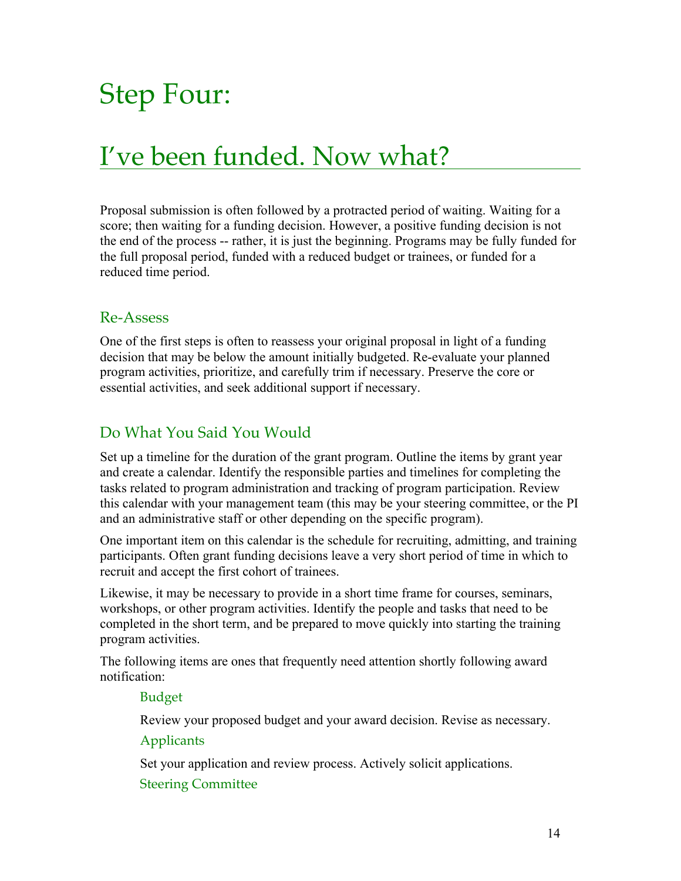# Step Four:

# I've been funded. Now what?

Proposal submission is often followed by a protracted period of waiting. Waiting for a score; then waiting for a funding decision. However, a positive funding decision is not the end of the process -- rather, it is just the beginning. Programs may be fully funded for the full proposal period, funded with a reduced budget or trainees, or funded for a reduced time period.

## Re-Assess

One of the first steps is often to reassess your original proposal in light of a funding decision that may be below the amount initially budgeted. Re-evaluate your planned program activities, prioritize, and carefully trim if necessary. Preserve the core or essential activities, and seek additional support if necessary.

## Do What You Said You Would

Set up a timeline for the duration of the grant program. Outline the items by grant year and create a calendar. Identify the responsible parties and timelines for completing the tasks related to program administration and tracking of program participation. Review this calendar with your management team (this may be your steering committee, or the PI and an administrative staff or other depending on the specific program).

One important item on this calendar is the schedule for recruiting, admitting, and training participants. Often grant funding decisions leave a very short period of time in which to recruit and accept the first cohort of trainees.

Likewise, it may be necessary to provide in a short time frame for courses, seminars, workshops, or other program activities. Identify the people and tasks that need to be completed in the short term, and be prepared to move quickly into starting the training program activities.

The following items are ones that frequently need attention shortly following award notification:

### Budget

Review your proposed budget and your award decision. Revise as necessary.

### Applicants

Set your application and review process. Actively solicit applications.

### Steering Committee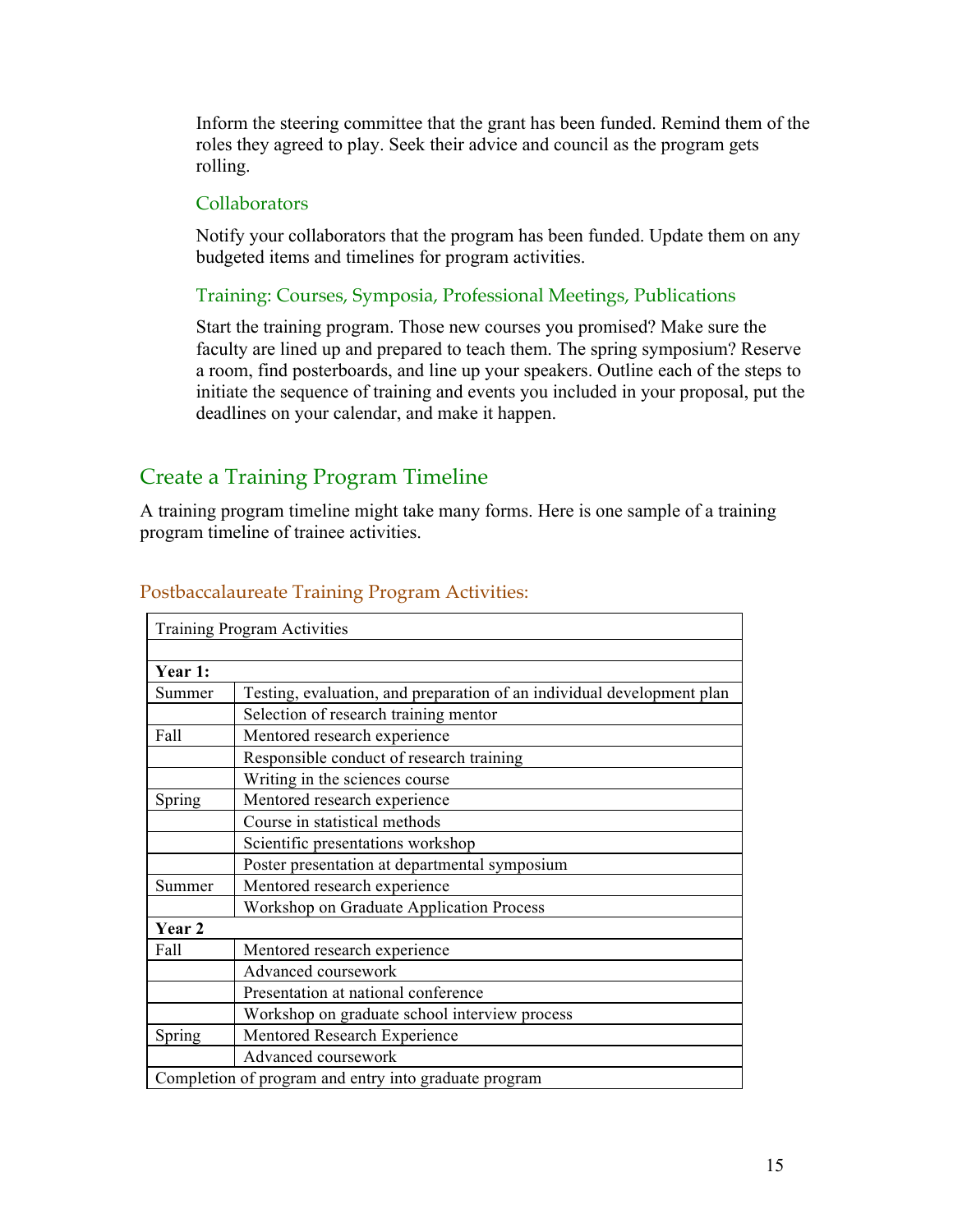Inform the steering committee that the grant has been funded. Remind them of the roles they agreed to play. Seek their advice and council as the program gets rolling.

### Collaborators

Notify your collaborators that the program has been funded. Update them on any budgeted items and timelines for program activities.

### Training: Courses, Symposia, Professional Meetings, Publications

Start the training program. Those new courses you promised? Make sure the faculty are lined up and prepared to teach them. The spring symposium? Reserve a room, find posterboards, and line up your speakers. Outline each of the steps to initiate the sequence of training and events you included in your proposal, put the deadlines on your calendar, and make it happen.

## Create a Training Program Timeline

A training program timeline might take many forms. Here is one sample of a training program timeline of trainee activities.

### Postbaccalaureate Training Program Activities:

| Training Program Activities | |
|---|---|
| | |
| **Year 1:** | |
| Summer | Testing, evaluation, and preparation of an individual development plan |
| | Selection of research training mentor |
| Fall | Mentored research experience |
| | Responsible conduct of research training |
| | Writing in the sciences course |
| Spring | Mentored research experience |
| | Course in statistical methods |
| | Scientific presentations workshop |
| | Poster presentation at departmental symposium |
| Summer | Mentored research experience |
| | Workshop on Graduate Application Process |
| **Year 2** | |
| Fall | Mentored research experience |
| | Advanced coursework |
| | Presentation at national conference |
| | Workshop on graduate school interview process |
| Spring | Mentored Research Experience |
| | Advanced coursework |
| Completion of program and entry into graduate program | |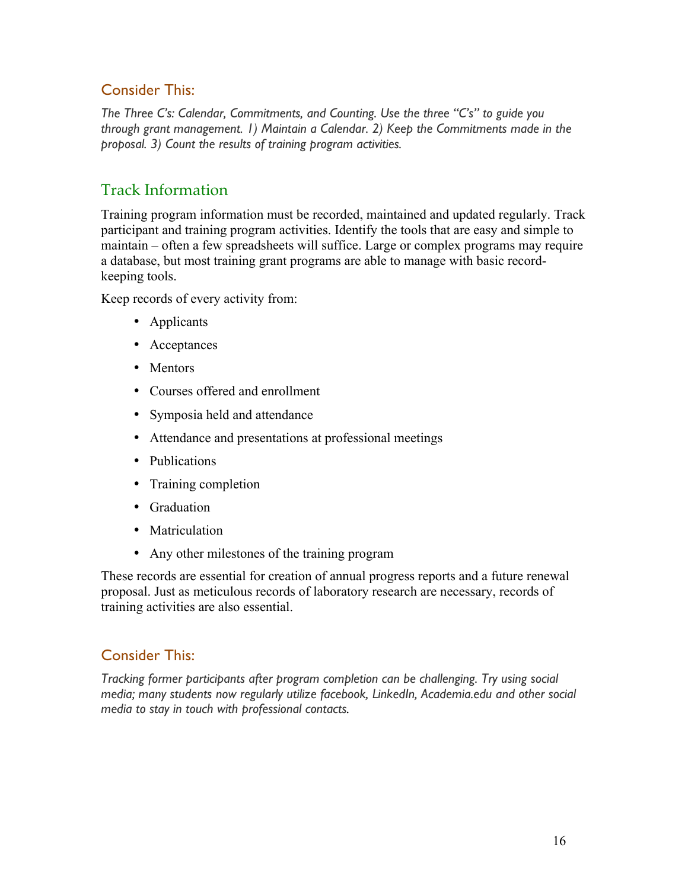### Consider This:

*The Three C's: Calendar, Commitments, and Counting. Use the three "C's" to guide you through grant management. 1) Maintain a Calendar. 2) Keep the Commitments made in the proposal. 3) Count the results of training program activities.*

## Track Information

Training program information must be recorded, maintained and updated regularly. Track participant and training program activities. Identify the tools that are easy and simple to maintain – often a few spreadsheets will suffice. Large or complex programs may require a database, but most training grant programs are able to manage with basic record-keeping tools.

Keep records of every activity from:

- Applicants
- Acceptances
- Mentors
- Courses offered and enrollment
- Symposia held and attendance
- Attendance and presentations at professional meetings
- Publications
- Training completion
- Graduation
- Matriculation
- Any other milestones of the training program

These records are essential for creation of annual progress reports and a future renewal proposal. Just as meticulous records of laboratory research are necessary, records of training activities are also essential.

### Consider This:

*Tracking former participants after program completion can be challenging. Try using social media; many students now regularly utilize facebook, LinkedIn, Academia.edu and other social media to stay in touch with professional contacts.*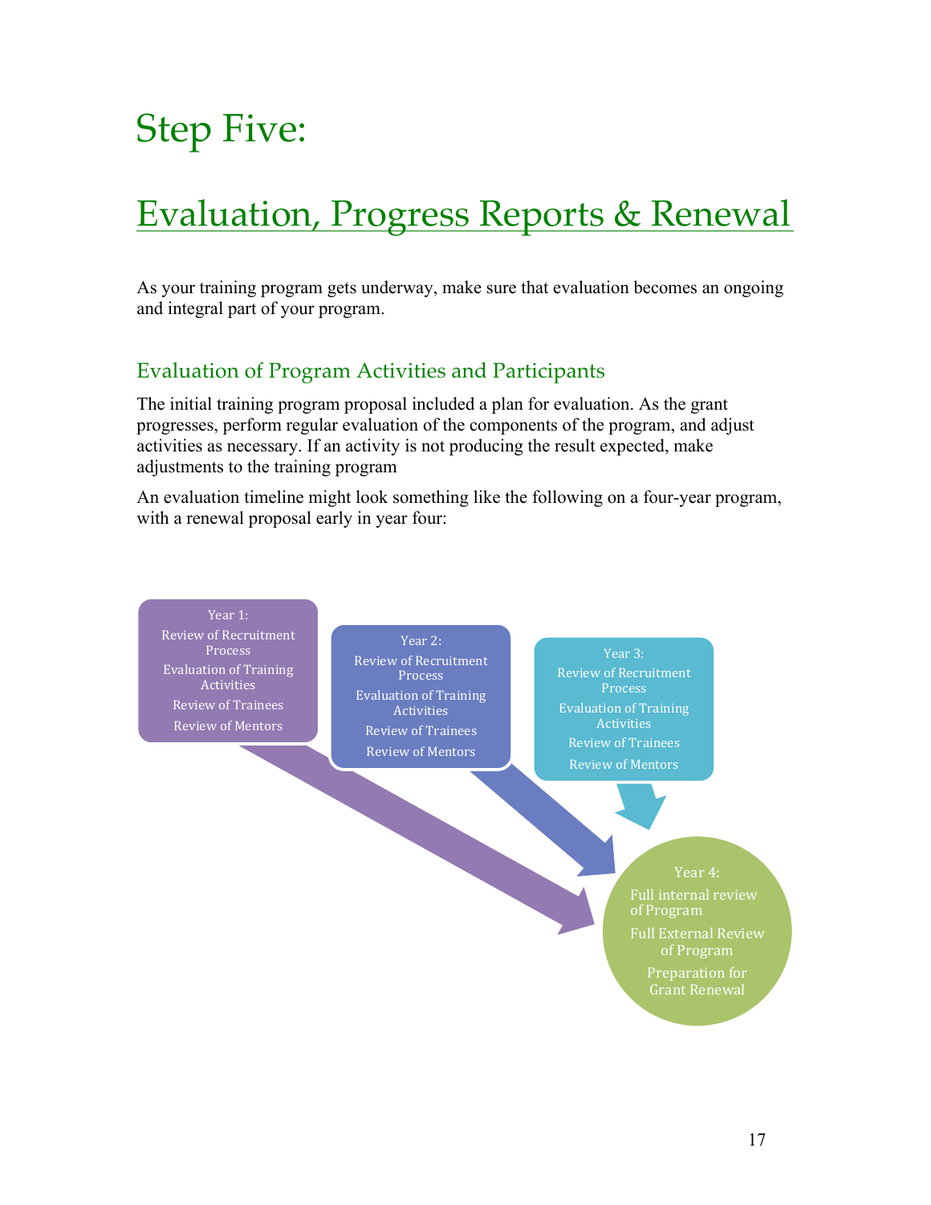# Step Five:

# Evaluation, Progress Reports & Renewal

As your training program gets underway, make sure that evaluation becomes an ongoing and integral part of your program.

## Evaluation of Program Activities and Participants

The initial training program proposal included a plan for evaluation. As the grant progresses, perform regular evaluation of the components of the program, and adjust activities as necessary. If an activity is not producing the result expected, make adjustments to the training program

An evaluation timeline might look something like the following on a four-year program, with a renewal proposal early in year four:

Year 1:
Review of Recruitment Process
Evaluation of Training Activities
Review of Trainees
Review of Mentors

Year 2:
Review of Recruitment Process
Evaluation of Training Activities
Review of Trainees
Review of Mentors

Year 3:
Review of Recruitment Process
Evaluation of Training Activities
Review of Trainees
Review of Mentors

Year 4:
Full internal review of Program
Full External Review of Program
Preparation for Grant Renewal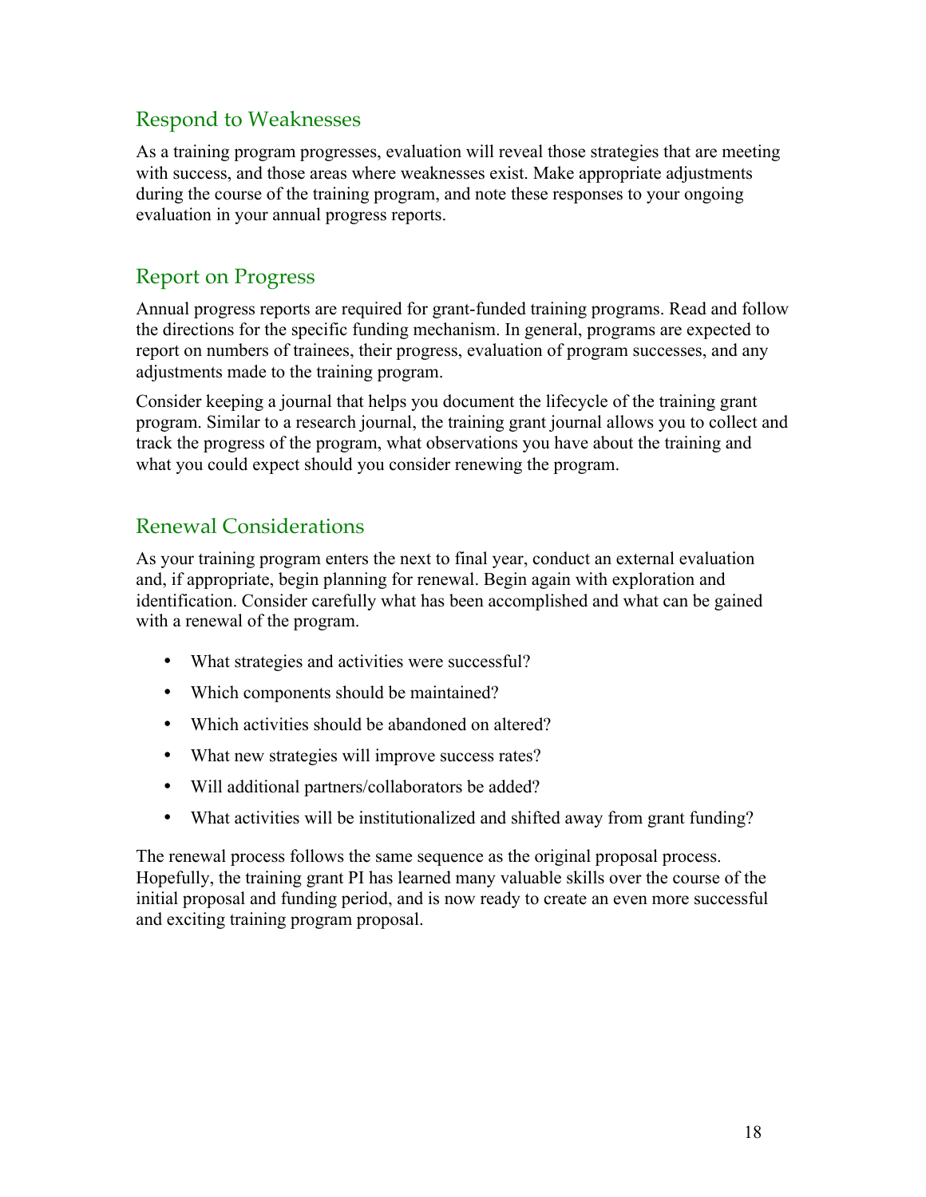## Respond to Weaknesses

As a training program progresses, evaluation will reveal those strategies that are meeting with success, and those areas where weaknesses exist. Make appropriate adjustments during the course of the training program, and note these responses to your ongoing evaluation in your annual progress reports.

## Report on Progress

Annual progress reports are required for grant-funded training programs. Read and follow the directions for the specific funding mechanism. In general, programs are expected to report on numbers of trainees, their progress, evaluation of program successes, and any adjustments made to the training program.

Consider keeping a journal that helps you document the lifecycle of the training grant program. Similar to a research journal, the training grant journal allows you to collect and track the progress of the program, what observations you have about the training and what you could expect should you consider renewing the program.

## Renewal Considerations

As your training program enters the next to final year, conduct an external evaluation and, if appropriate, begin planning for renewal. Begin again with exploration and identification. Consider carefully what has been accomplished and what can be gained with a renewal of the program.

- What strategies and activities were successful?
- Which components should be maintained?
- Which activities should be abandoned on altered?
- What new strategies will improve success rates?
- Will additional partners/collaborators be added?
- What activities will be institutionalized and shifted away from grant funding?

The renewal process follows the same sequence as the original proposal process. Hopefully, the training grant PI has learned many valuable skills over the course of the initial proposal and funding period, and is now ready to create an even more successful and exciting training program proposal.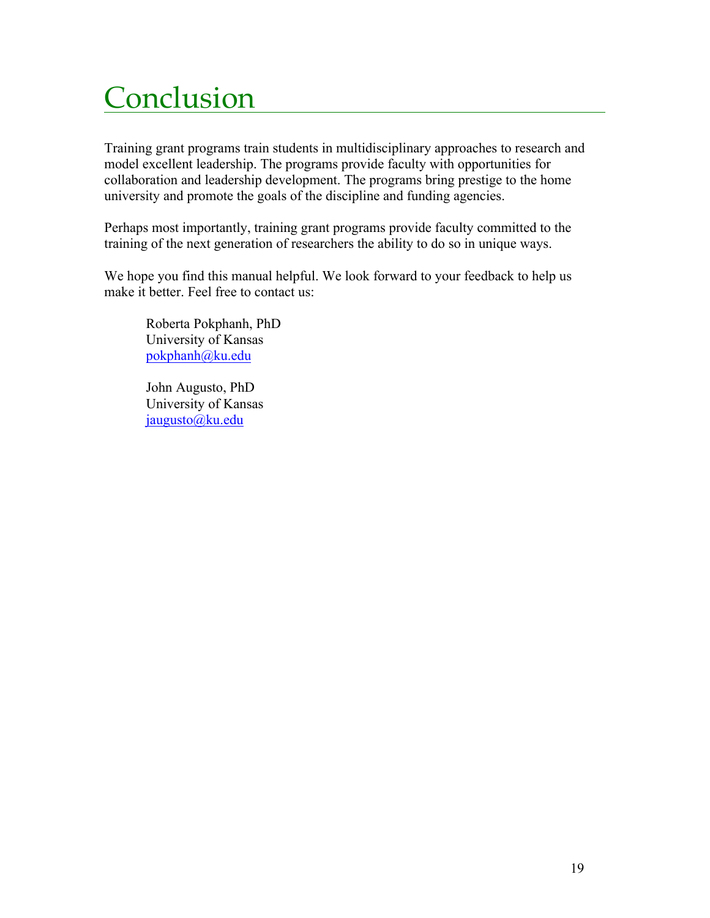# Conclusion

Training grant programs train students in multidisciplinary approaches to research and model excellent leadership. The programs provide faculty with opportunities for collaboration and leadership development. The programs bring prestige to the home university and promote the goals of the discipline and funding agencies.

Perhaps most importantly, training grant programs provide faculty committed to the training of the next generation of researchers the ability to do so in unique ways.

We hope you find this manual helpful. We look forward to your feedback to help us make it better. Feel free to contact us:

> Roberta Pokphanh, PhD
> University of Kansas
> pokphanh@ku.edu
>
> John Augusto, PhD
> University of Kansas
> jaugusto@ku.edu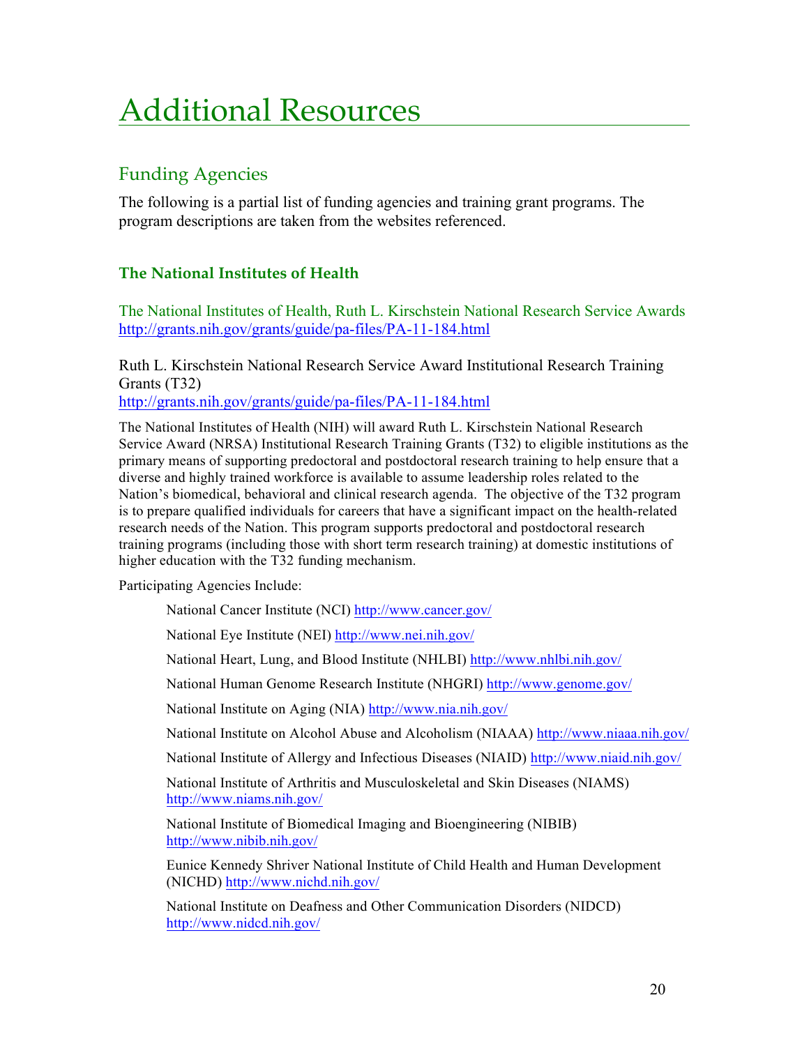# Additional Resources

## Funding Agencies

The following is a partial list of funding agencies and training grant programs. The program descriptions are taken from the websites referenced.

### The National Institutes of Health

The National Institutes of Health, Ruth L. Kirschstein National Research Service Awards
http://grants.nih.gov/grants/guide/pa-files/PA-11-184.html

Ruth L. Kirschstein National Research Service Award Institutional Research Training Grants (T32)
http://grants.nih.gov/grants/guide/pa-files/PA-11-184.html

The National Institutes of Health (NIH) will award Ruth L. Kirschstein National Research Service Award (NRSA) Institutional Research Training Grants (T32) to eligible institutions as the primary means of supporting predoctoral and postdoctoral research training to help ensure that a diverse and highly trained workforce is available to assume leadership roles related to the Nation's biomedical, behavioral and clinical research agenda. The objective of the T32 program is to prepare qualified individuals for careers that have a significant impact on the health-related research needs of the Nation. This program supports predoctoral and postdoctoral research training programs (including those with short term research training) at domestic institutions of higher education with the T32 funding mechanism.

Participating Agencies Include:

- National Cancer Institute (NCI) http://www.cancer.gov/
- National Eye Institute (NEI) http://www.nei.nih.gov/
- National Heart, Lung, and Blood Institute (NHLBI) http://www.nhlbi.nih.gov/
- National Human Genome Research Institute (NHGRI) http://www.genome.gov/
- National Institute on Aging (NIA) http://www.nia.nih.gov/
- National Institute on Alcohol Abuse and Alcoholism (NIAAA) http://www.niaaa.nih.gov/
- National Institute of Allergy and Infectious Diseases (NIAID) http://www.niaid.nih.gov/
- National Institute of Arthritis and Musculoskeletal and Skin Diseases (NIAMS) http://www.niams.nih.gov/
- National Institute of Biomedical Imaging and Bioengineering (NIBIB) http://www.nibib.nih.gov/
- Eunice Kennedy Shriver National Institute of Child Health and Human Development (NICHD) http://www.nichd.nih.gov/
- National Institute on Deafness and Other Communication Disorders (NIDCD) http://www.nidcd.nih.gov/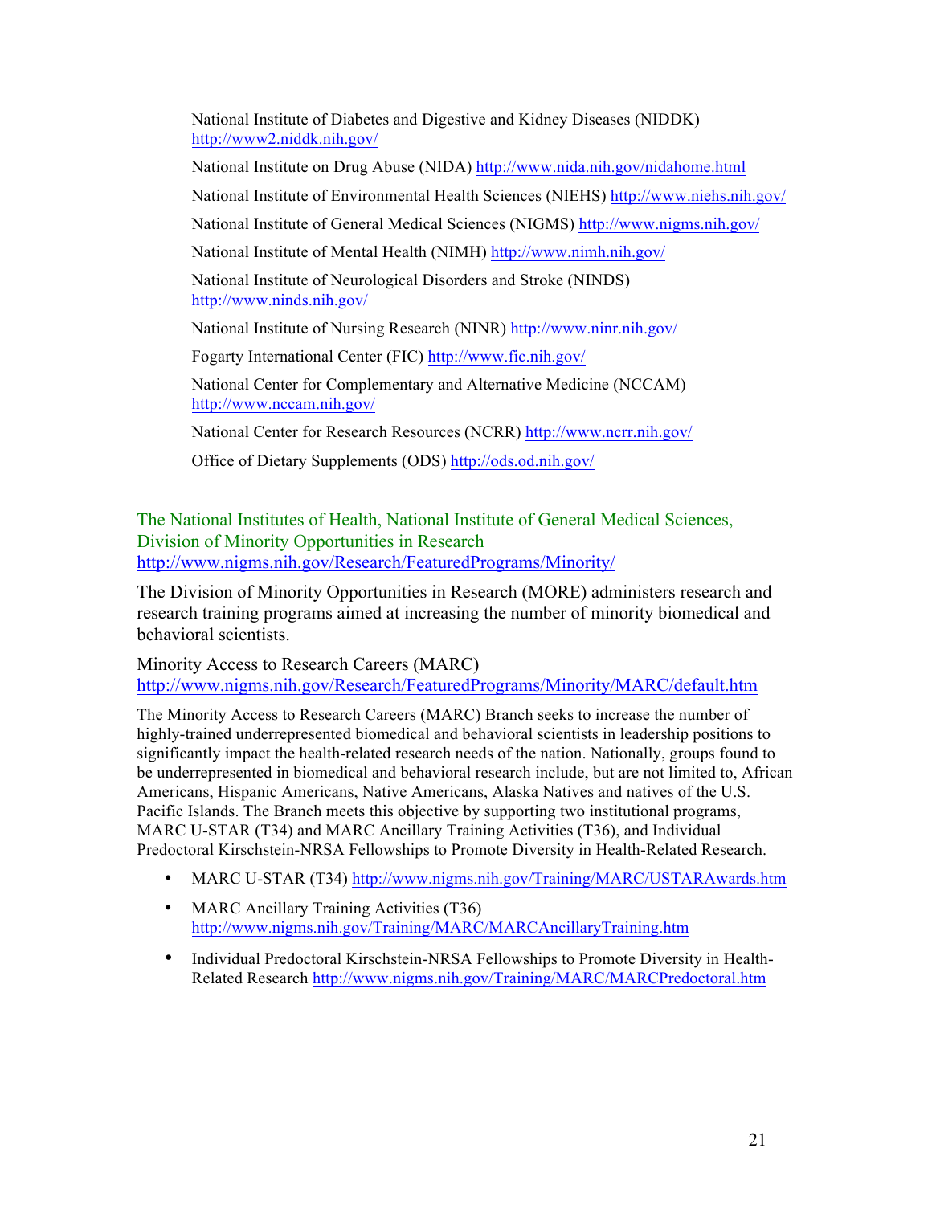National Institute of Diabetes and Digestive and Kidney Diseases (NIDDK) http://www2.niddk.nih.gov/

National Institute on Drug Abuse (NIDA) http://www.nida.nih.gov/nidahome.html

National Institute of Environmental Health Sciences (NIEHS) http://www.niehs.nih.gov/

National Institute of General Medical Sciences (NIGMS) http://www.nigms.nih.gov/

National Institute of Mental Health (NIMH) http://www.nimh.nih.gov/

National Institute of Neurological Disorders and Stroke (NINDS) http://www.ninds.nih.gov/

National Institute of Nursing Research (NINR) http://www.ninr.nih.gov/

Fogarty International Center (FIC) http://www.fic.nih.gov/

National Center for Complementary and Alternative Medicine (NCCAM) http://www.nccam.nih.gov/

National Center for Research Resources (NCRR) http://www.ncrr.nih.gov/

Office of Dietary Supplements (ODS) http://ods.od.nih.gov/

## The National Institutes of Health, National Institute of General Medical Sciences, Division of Minority Opportunities in Research

http://www.nigms.nih.gov/Research/FeaturedPrograms/Minority/

The Division of Minority Opportunities in Research (MORE) administers research and research training programs aimed at increasing the number of minority biomedical and behavioral scientists.

### Minority Access to Research Careers (MARC)

http://www.nigms.nih.gov/Research/FeaturedPrograms/Minority/MARC/default.htm

The Minority Access to Research Careers (MARC) Branch seeks to increase the number of highly-trained underrepresented biomedical and behavioral scientists in leadership positions to significantly impact the health-related research needs of the nation. Nationally, groups found to be underrepresented in biomedical and behavioral research include, but are not limited to, African Americans, Hispanic Americans, Native Americans, Alaska Natives and natives of the U.S. Pacific Islands. The Branch meets this objective by supporting two institutional programs, MARC U-STAR (T34) and MARC Ancillary Training Activities (T36), and Individual Predoctoral Kirschstein-NRSA Fellowships to Promote Diversity in Health-Related Research.

- MARC U-STAR (T34) http://www.nigms.nih.gov/Training/MARC/USTARAwards.htm
- MARC Ancillary Training Activities (T36) http://www.nigms.nih.gov/Training/MARC/MARCAncillaryTraining.htm
- Individual Predoctoral Kirschstein-NRSA Fellowships to Promote Diversity in Health-Related Research http://www.nigms.nih.gov/Training/MARC/MARCPredoctoral.htm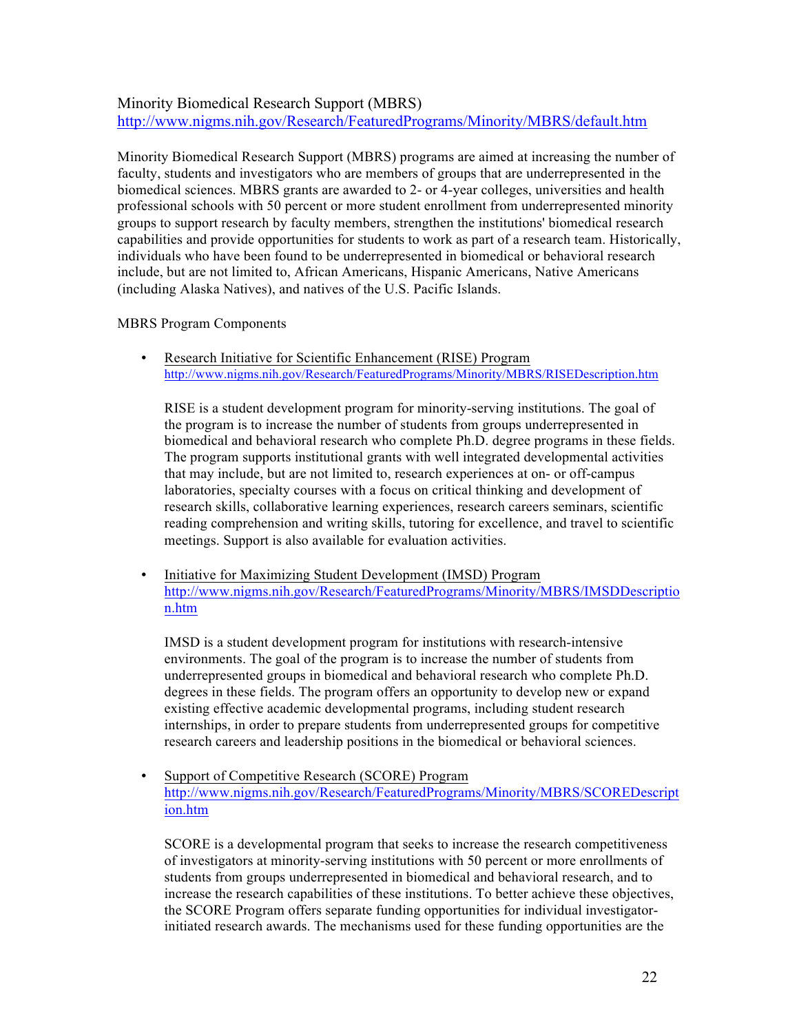Minority Biomedical Research Support (MBRS)
http://www.nigms.nih.gov/Research/FeaturedPrograms/Minority/MBRS/default.htm

Minority Biomedical Research Support (MBRS) programs are aimed at increasing the number of faculty, students and investigators who are members of groups that are underrepresented in the biomedical sciences. MBRS grants are awarded to 2- or 4-year colleges, universities and health professional schools with 50 percent or more student enrollment from underrepresented minority groups to support research by faculty members, strengthen the institutions' biomedical research capabilities and provide opportunities for students to work as part of a research team. Historically, individuals who have been found to be underrepresented in biomedical or behavioral research include, but are not limited to, African Americans, Hispanic Americans, Native Americans (including Alaska Natives), and natives of the U.S. Pacific Islands.

MBRS Program Components

- Research Initiative for Scientific Enhancement (RISE) Program
  http://www.nigms.nih.gov/Research/FeaturedPrograms/Minority/MBRS/RISEDescription.htm

  RISE is a student development program for minority-serving institutions. The goal of the program is to increase the number of students from groups underrepresented in biomedical and behavioral research who complete Ph.D. degree programs in these fields. The program supports institutional grants with well integrated developmental activities that may include, but are not limited to, research experiences at on- or off-campus laboratories, specialty courses with a focus on critical thinking and development of research skills, collaborative learning experiences, research careers seminars, scientific reading comprehension and writing skills, tutoring for excellence, and travel to scientific meetings. Support is also available for evaluation activities.

- Initiative for Maximizing Student Development (IMSD) Program
  http://www.nigms.nih.gov/Research/FeaturedPrograms/Minority/MBRS/IMSDDescription.htm

  IMSD is a student development program for institutions with research-intensive environments. The goal of the program is to increase the number of students from underrepresented groups in biomedical and behavioral research who complete Ph.D. degrees in these fields. The program offers an opportunity to develop new or expand existing effective academic developmental programs, including student research internships, in order to prepare students from underrepresented groups for competitive research careers and leadership positions in the biomedical or behavioral sciences.

- Support of Competitive Research (SCORE) Program
  http://www.nigms.nih.gov/Research/FeaturedPrograms/Minority/MBRS/SCOREDescription.htm

  SCORE is a developmental program that seeks to increase the research competitiveness of investigators at minority-serving institutions with 50 percent or more enrollments of students from groups underrepresented in biomedical and behavioral research, and to increase the research capabilities of these institutions. To better achieve these objectives, the SCORE Program offers separate funding opportunities for individual investigator-initiated research awards. The mechanisms used for these funding opportunities are the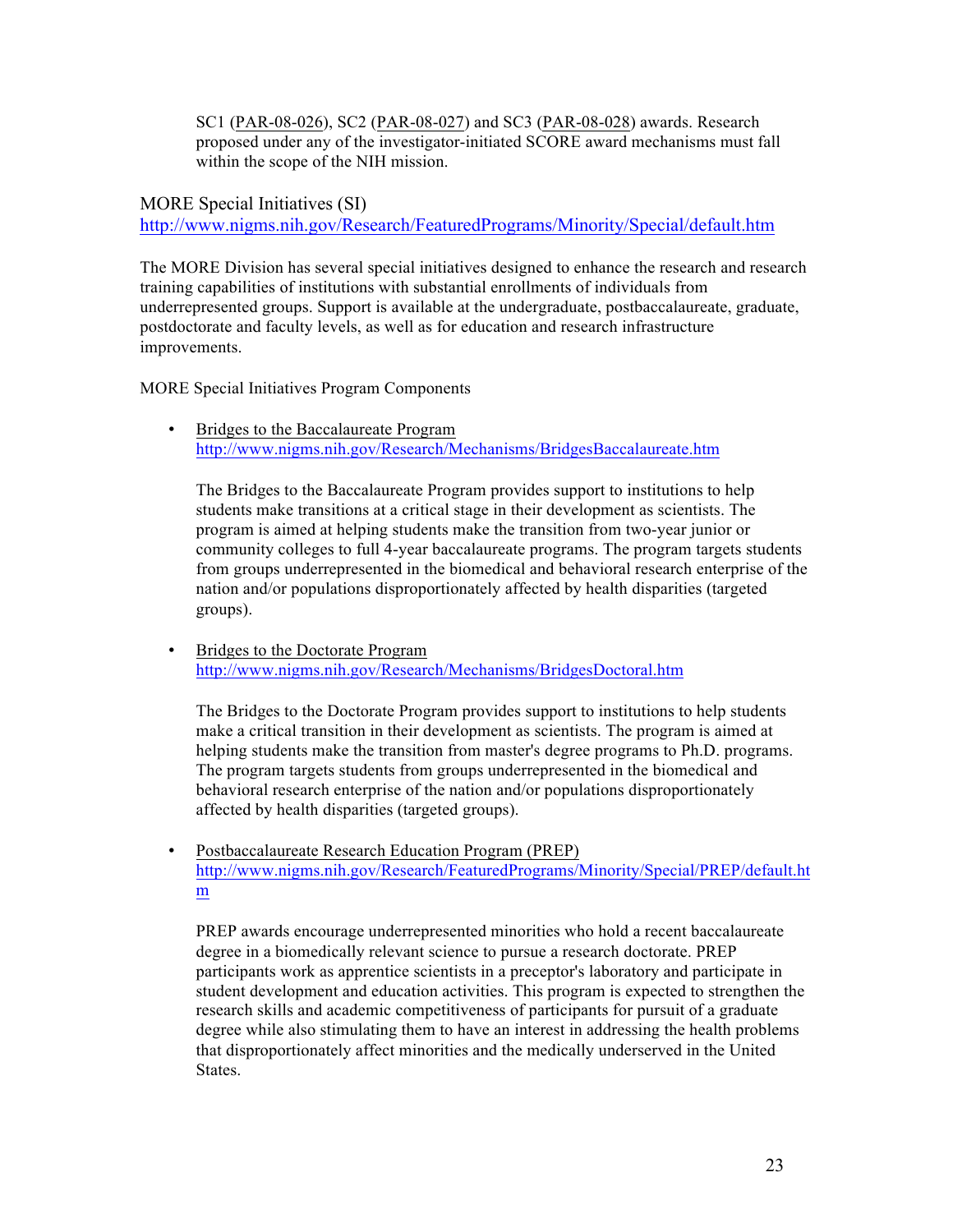SC1 (PAR-08-026), SC2 (PAR-08-027) and SC3 (PAR-08-028) awards. Research proposed under any of the investigator-initiated SCORE award mechanisms must fall within the scope of the NIH mission.

## MORE Special Initiatives (SI)

http://www.nigms.nih.gov/Research/FeaturedPrograms/Minority/Special/default.htm

The MORE Division has several special initiatives designed to enhance the research and research training capabilities of institutions with substantial enrollments of individuals from underrepresented groups. Support is available at the undergraduate, postbaccalaureate, graduate, postdoctorate and faculty levels, as well as for education and research infrastructure improvements.

MORE Special Initiatives Program Components

- Bridges to the Baccalaureate Program
  http://www.nigms.nih.gov/Research/Mechanisms/BridgesBaccalaureate.htm

  The Bridges to the Baccalaureate Program provides support to institutions to help students make transitions at a critical stage in their development as scientists. The program is aimed at helping students make the transition from two-year junior or community colleges to full 4-year baccalaureate programs. The program targets students from groups underrepresented in the biomedical and behavioral research enterprise of the nation and/or populations disproportionately affected by health disparities (targeted groups).

- Bridges to the Doctorate Program
  http://www.nigms.nih.gov/Research/Mechanisms/BridgesDoctoral.htm

  The Bridges to the Doctorate Program provides support to institutions to help students make a critical transition in their development as scientists. The program is aimed at helping students make the transition from master's degree programs to Ph.D. programs. The program targets students from groups underrepresented in the biomedical and behavioral research enterprise of the nation and/or populations disproportionately affected by health disparities (targeted groups).

- Postbaccalaureate Research Education Program (PREP)
  http://www.nigms.nih.gov/Research/FeaturedPrograms/Minority/Special/PREP/default.htm

  PREP awards encourage underrepresented minorities who hold a recent baccalaureate degree in a biomedically relevant science to pursue a research doctorate. PREP participants work as apprentice scientists in a preceptor's laboratory and participate in student development and education activities. This program is expected to strengthen the research skills and academic competitiveness of participants for pursuit of a graduate degree while also stimulating them to have an interest in addressing the health problems that disproportionately affect minorities and the medically underserved in the United States.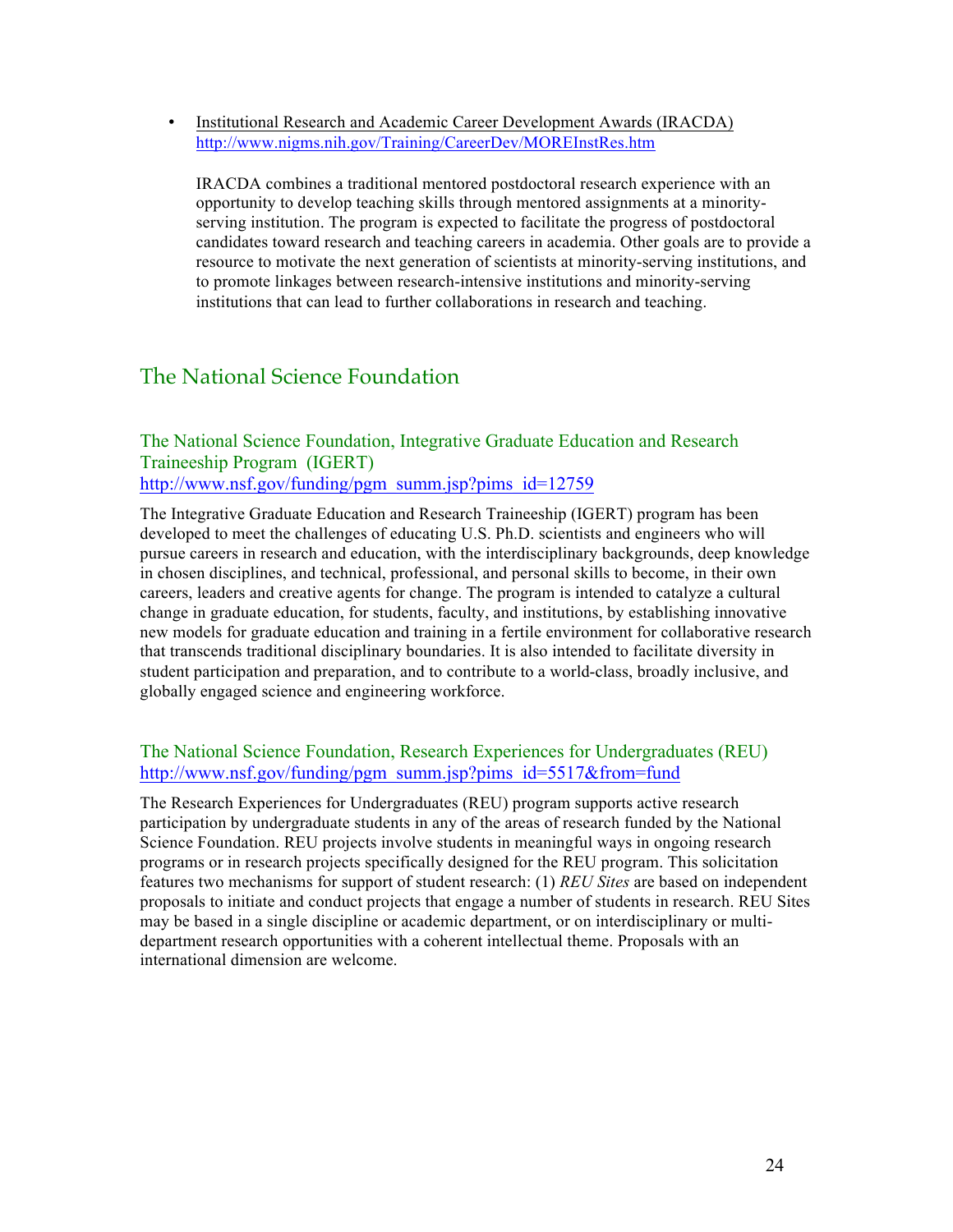- Institutional Research and Academic Career Development Awards (IRACDA)
  http://www.nigms.nih.gov/Training/CareerDev/MOREInstRes.htm

  IRACDA combines a traditional mentored postdoctoral research experience with an opportunity to develop teaching skills through mentored assignments at a minority-serving institution. The program is expected to facilitate the progress of postdoctoral candidates toward research and teaching careers in academia. Other goals are to provide a resource to motivate the next generation of scientists at minority-serving institutions, and to promote linkages between research-intensive institutions and minority-serving institutions that can lead to further collaborations in research and teaching.

## The National Science Foundation

### The National Science Foundation, Integrative Graduate Education and Research Traineeship Program (IGERT)

http://www.nsf.gov/funding/pgm_summ.jsp?pims_id=12759

The Integrative Graduate Education and Research Traineeship (IGERT) program has been developed to meet the challenges of educating U.S. Ph.D. scientists and engineers who will pursue careers in research and education, with the interdisciplinary backgrounds, deep knowledge in chosen disciplines, and technical, professional, and personal skills to become, in their own careers, leaders and creative agents for change. The program is intended to catalyze a cultural change in graduate education, for students, faculty, and institutions, by establishing innovative new models for graduate education and training in a fertile environment for collaborative research that transcends traditional disciplinary boundaries. It is also intended to facilitate diversity in student participation and preparation, and to contribute to a world-class, broadly inclusive, and globally engaged science and engineering workforce.

### The National Science Foundation, Research Experiences for Undergraduates (REU)

http://www.nsf.gov/funding/pgm_summ.jsp?pims_id=5517&from=fund

The Research Experiences for Undergraduates (REU) program supports active research participation by undergraduate students in any of the areas of research funded by the National Science Foundation. REU projects involve students in meaningful ways in ongoing research programs or in research projects specifically designed for the REU program. This solicitation features two mechanisms for support of student research: (1) *REU Sites* are based on independent proposals to initiate and conduct projects that engage a number of students in research. REU Sites may be based in a single discipline or academic department, or on interdisciplinary or multi-department research opportunities with a coherent intellectual theme. Proposals with an international dimension are welcome.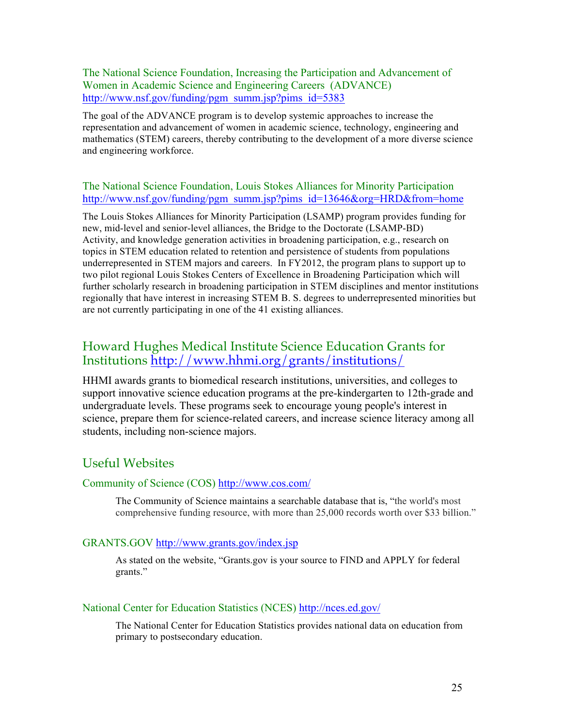### The National Science Foundation, Increasing the Participation and Advancement of Women in Academic Science and Engineering Careers (ADVANCE) http://www.nsf.gov/funding/pgm_summ.jsp?pims_id=5383

The goal of the ADVANCE program is to develop systemic approaches to increase the representation and advancement of women in academic science, technology, engineering and mathematics (STEM) careers, thereby contributing to the development of a more diverse science and engineering workforce.

### The National Science Foundation, Louis Stokes Alliances for Minority Participation http://www.nsf.gov/funding/pgm_summ.jsp?pims_id=13646&org=HRD&from=home

The Louis Stokes Alliances for Minority Participation (LSAMP) program provides funding for new, mid-level and senior-level alliances, the Bridge to the Doctorate (LSAMP-BD) Activity, and knowledge generation activities in broadening participation, e.g., research on topics in STEM education related to retention and persistence of students from populations underrepresented in STEM majors and careers. In FY2012, the program plans to support up to two pilot regional Louis Stokes Centers of Excellence in Broadening Participation which will further scholarly research in broadening participation in STEM disciplines and mentor institutions regionally that have interest in increasing STEM B. S. degrees to underrepresented minorities but are not currently participating in one of the 41 existing alliances.

## Howard Hughes Medical Institute Science Education Grants for Institutions http://www.hhmi.org/grants/institutions/

HHMI awards grants to biomedical research institutions, universities, and colleges to support innovative science education programs at the pre-kindergarten to 12th-grade and undergraduate levels. These programs seek to encourage young people's interest in science, prepare them for science-related careers, and increase science literacy among all students, including non-science majors.

## Useful Websites

### Community of Science (COS) http://www.cos.com/

The Community of Science maintains a searchable database that is, "the world's most comprehensive funding resource, with more than 25,000 records worth over $33 billion."

### GRANTS.GOV http://www.grants.gov/index.jsp

As stated on the website, "Grants.gov is your source to FIND and APPLY for federal grants."

### National Center for Education Statistics (NCES) http://nces.ed.gov/

The National Center for Education Statistics provides national data on education from primary to postsecondary education.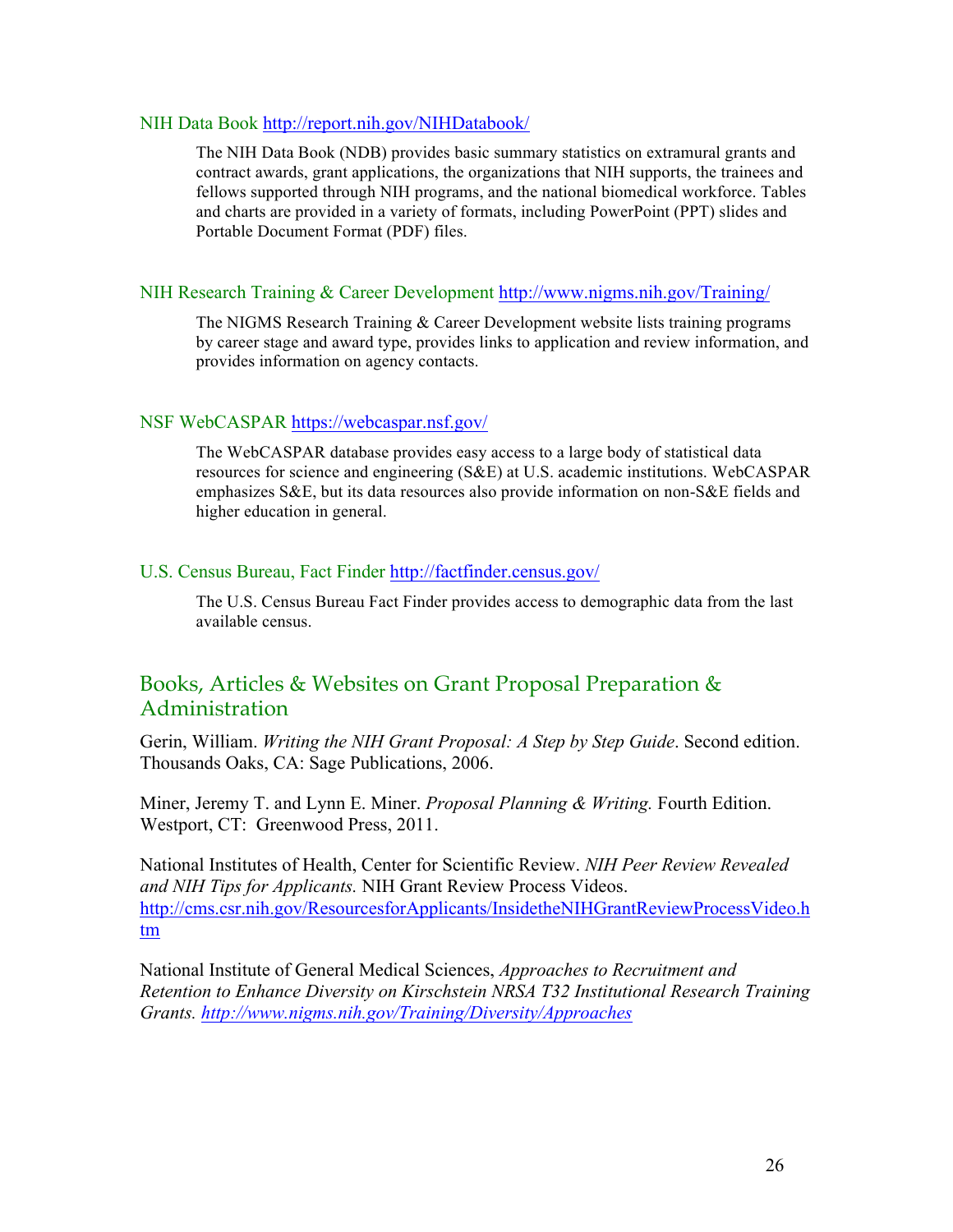NIH Data Book http://report.nih.gov/NIHDatabook/

> The NIH Data Book (NDB) provides basic summary statistics on extramural grants and contract awards, grant applications, the organizations that NIH supports, the trainees and fellows supported through NIH programs, and the national biomedical workforce. Tables and charts are provided in a variety of formats, including PowerPoint (PPT) slides and Portable Document Format (PDF) files.

NIH Research Training & Career Development http://www.nigms.nih.gov/Training/

> The NIGMS Research Training & Career Development website lists training programs by career stage and award type, provides links to application and review information, and provides information on agency contacts.

NSF WebCASPAR https://webcaspar.nsf.gov/

> The WebCASPAR database provides easy access to a large body of statistical data resources for science and engineering (S&E) at U.S. academic institutions. WebCASPAR emphasizes S&E, but its data resources also provide information on non-S&E fields and higher education in general.

U.S. Census Bureau, Fact Finder http://factfinder.census.gov/

> The U.S. Census Bureau Fact Finder provides access to demographic data from the last available census.

## Books, Articles & Websites on Grant Proposal Preparation & Administration

Gerin, William. *Writing the NIH Grant Proposal: A Step by Step Guide*. Second edition. Thousands Oaks, CA: Sage Publications, 2006.

Miner, Jeremy T. and Lynn E. Miner. *Proposal Planning & Writing.* Fourth Edition. Westport, CT: Greenwood Press, 2011.

National Institutes of Health, Center for Scientific Review. *NIH Peer Review Revealed and NIH Tips for Applicants.* NIH Grant Review Process Videos. http://cms.csr.nih.gov/ResourcesforApplicants/InsidetheNIHGrantReviewProcessVideo.htm

National Institute of General Medical Sciences, *Approaches to Recruitment and Retention to Enhance Diversity on Kirschstein NRSA T32 Institutional Research Training Grants. http://www.nigms.nih.gov/Training/Diversity/Approaches*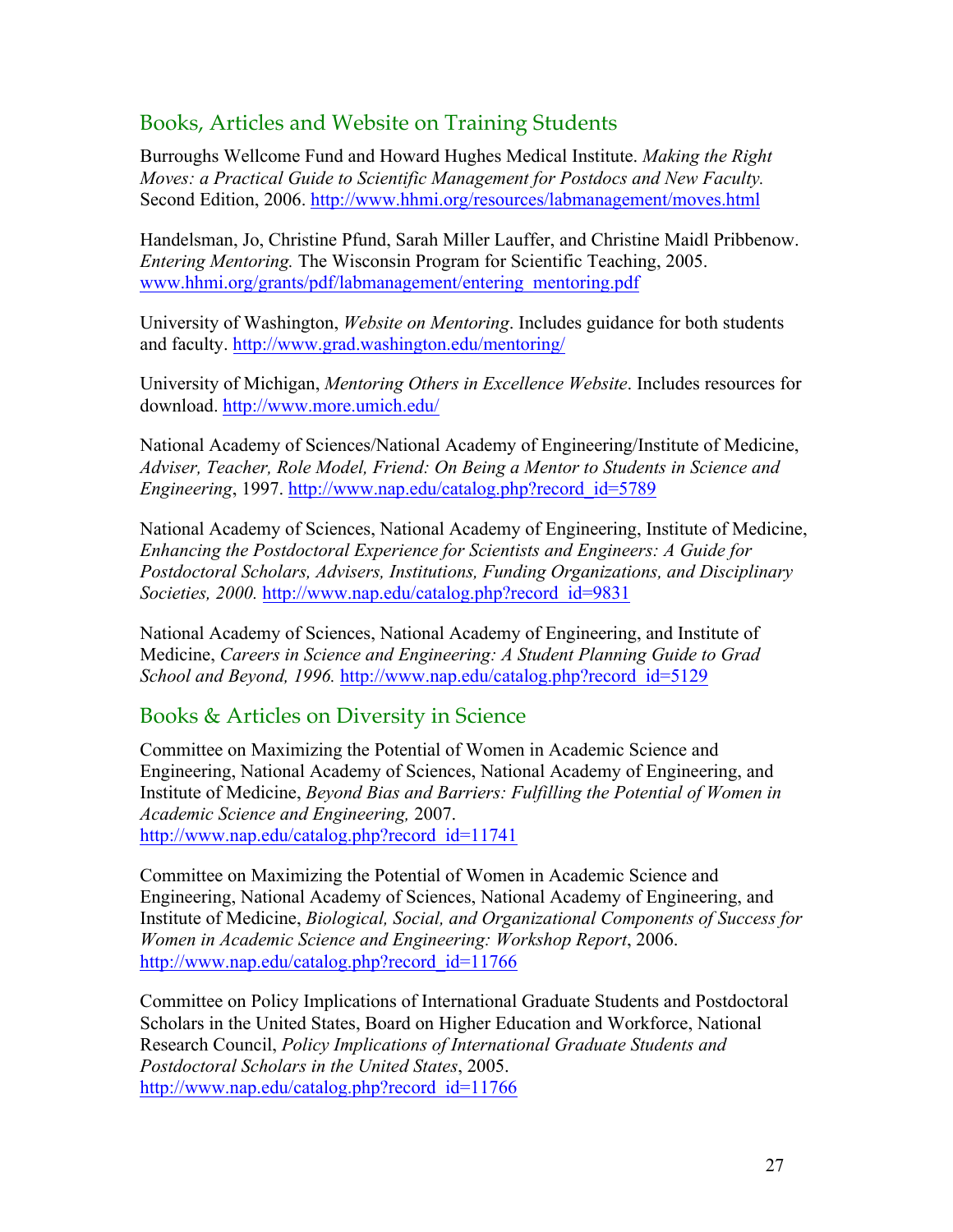## Books, Articles and Website on Training Students

Burroughs Wellcome Fund and Howard Hughes Medical Institute. *Making the Right Moves: a Practical Guide to Scientific Management for Postdocs and New Faculty.* Second Edition, 2006. http://www.hhmi.org/resources/labmanagement/moves.html

Handelsman, Jo, Christine Pfund, Sarah Miller Lauffer, and Christine Maidl Pribbenow. *Entering Mentoring.* The Wisconsin Program for Scientific Teaching, 2005. www.hhmi.org/grants/pdf/labmanagement/entering_mentoring.pdf

University of Washington, *Website on Mentoring*. Includes guidance for both students and faculty. http://www.grad.washington.edu/mentoring/

University of Michigan, *Mentoring Others in Excellence Website*. Includes resources for download. http://www.more.umich.edu/

National Academy of Sciences/National Academy of Engineering/Institute of Medicine, *Adviser, Teacher, Role Model, Friend: On Being a Mentor to Students in Science and Engineering*, 1997. http://www.nap.edu/catalog.php?record_id=5789

National Academy of Sciences, National Academy of Engineering, Institute of Medicine, *Enhancing the Postdoctoral Experience for Scientists and Engineers: A Guide for Postdoctoral Scholars, Advisers, Institutions, Funding Organizations, and Disciplinary Societies, 2000.* http://www.nap.edu/catalog.php?record_id=9831

National Academy of Sciences, National Academy of Engineering, and Institute of Medicine, *Careers in Science and Engineering: A Student Planning Guide to Grad School and Beyond, 1996.* http://www.nap.edu/catalog.php?record_id=5129

## Books & Articles on Diversity in Science

Committee on Maximizing the Potential of Women in Academic Science and Engineering, National Academy of Sciences, National Academy of Engineering, and Institute of Medicine, *Beyond Bias and Barriers: Fulfilling the Potential of Women in Academic Science and Engineering,* 2007. http://www.nap.edu/catalog.php?record_id=11741

Committee on Maximizing the Potential of Women in Academic Science and Engineering, National Academy of Sciences, National Academy of Engineering, and Institute of Medicine, *Biological, Social, and Organizational Components of Success for Women in Academic Science and Engineering: Workshop Report*, 2006. http://www.nap.edu/catalog.php?record_id=11766

Committee on Policy Implications of International Graduate Students and Postdoctoral Scholars in the United States, Board on Higher Education and Workforce, National Research Council, *Policy Implications of International Graduate Students and Postdoctoral Scholars in the United States*, 2005. http://www.nap.edu/catalog.php?record_id=11766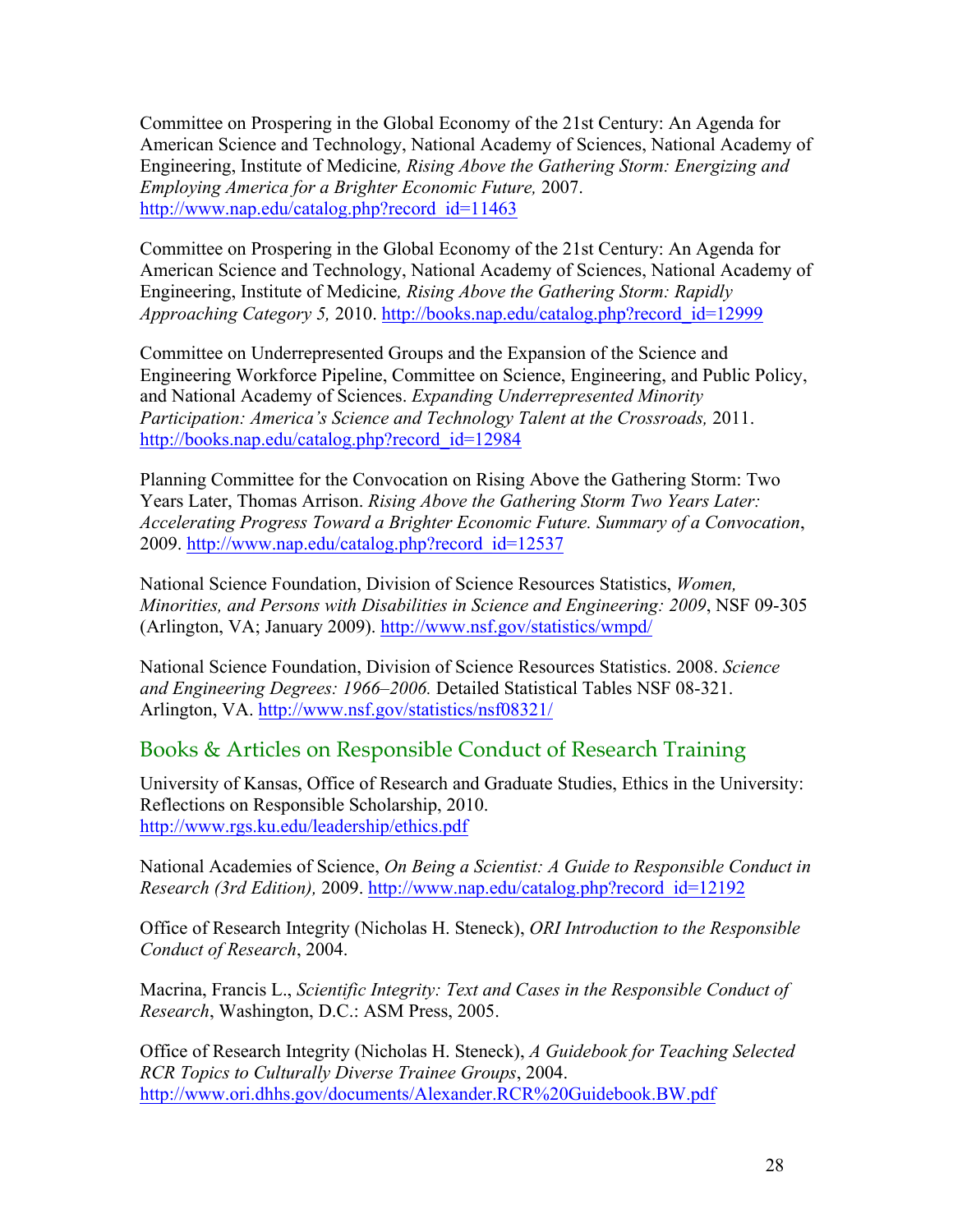Committee on Prospering in the Global Economy of the 21st Century: An Agenda for American Science and Technology, National Academy of Sciences, National Academy of Engineering, Institute of Medicine*, Rising Above the Gathering Storm: Energizing and Employing America for a Brighter Economic Future,* 2007. http://www.nap.edu/catalog.php?record_id=11463

Committee on Prospering in the Global Economy of the 21st Century: An Agenda for American Science and Technology, National Academy of Sciences, National Academy of Engineering, Institute of Medicine*, Rising Above the Gathering Storm: Rapidly Approaching Category 5,* 2010. http://books.nap.edu/catalog.php?record_id=12999

Committee on Underrepresented Groups and the Expansion of the Science and Engineering Workforce Pipeline, Committee on Science, Engineering, and Public Policy, and National Academy of Sciences. *Expanding Underrepresented Minority Participation: America's Science and Technology Talent at the Crossroads,* 2011. http://books.nap.edu/catalog.php?record_id=12984

Planning Committee for the Convocation on Rising Above the Gathering Storm: Two Years Later, Thomas Arrison. *Rising Above the Gathering Storm Two Years Later: Accelerating Progress Toward a Brighter Economic Future. Summary of a Convocation*, 2009. http://www.nap.edu/catalog.php?record_id=12537

National Science Foundation, Division of Science Resources Statistics, *Women, Minorities, and Persons with Disabilities in Science and Engineering: 2009*, NSF 09-305 (Arlington, VA; January 2009). http://www.nsf.gov/statistics/wmpd/

National Science Foundation, Division of Science Resources Statistics. 2008. *Science and Engineering Degrees: 1966–2006.* Detailed Statistical Tables NSF 08-321. Arlington, VA. http://www.nsf.gov/statistics/nsf08321/

## Books & Articles on Responsible Conduct of Research Training

University of Kansas, Office of Research and Graduate Studies, Ethics in the University: Reflections on Responsible Scholarship, 2010. http://www.rgs.ku.edu/leadership/ethics.pdf

National Academies of Science, *On Being a Scientist: A Guide to Responsible Conduct in Research (3rd Edition),* 2009. http://www.nap.edu/catalog.php?record_id=12192

Office of Research Integrity (Nicholas H. Steneck), *ORI Introduction to the Responsible Conduct of Research*, 2004.

Macrina, Francis L., *Scientific Integrity: Text and Cases in the Responsible Conduct of Research*, Washington, D.C.: ASM Press, 2005.

Office of Research Integrity (Nicholas H. Steneck), *A Guidebook for Teaching Selected RCR Topics to Culturally Diverse Trainee Groups*, 2004. http://www.ori.dhhs.gov/documents/Alexander.RCR%20Guidebook.BW.pdf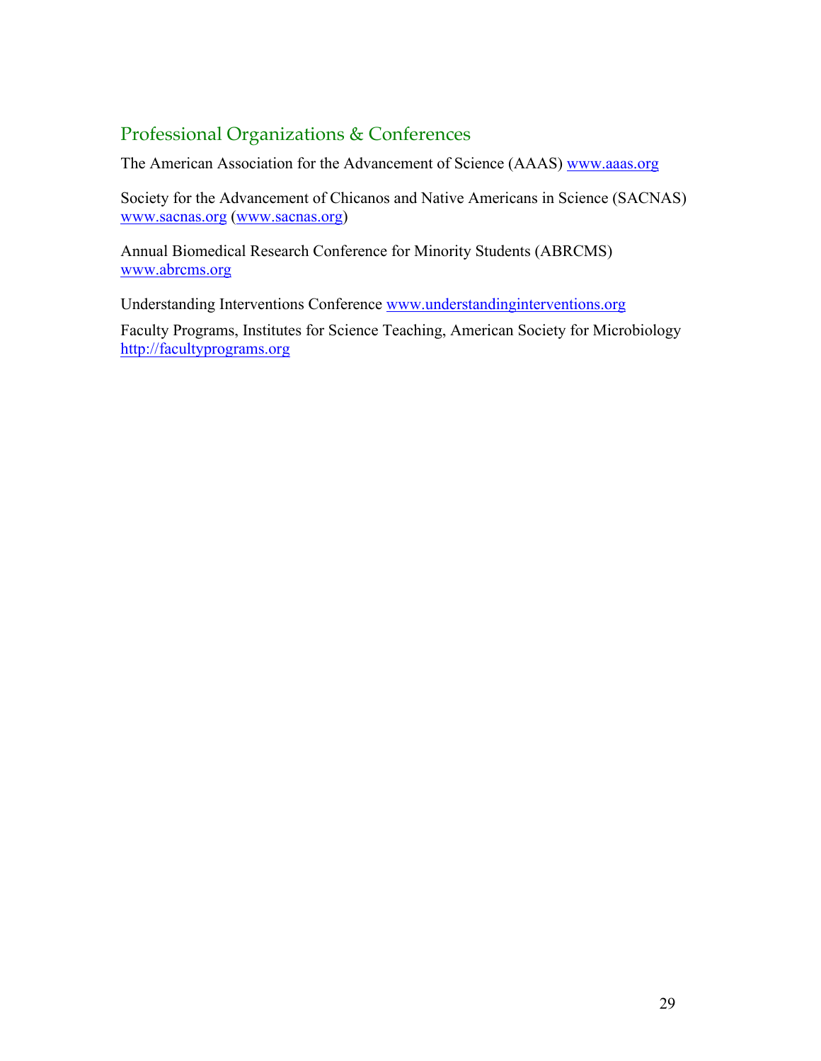## Professional Organizations & Conferences

The American Association for the Advancement of Science (AAAS) www.aaas.org

Society for the Advancement of Chicanos and Native Americans in Science (SACNAS) www.sacnas.org (www.sacnas.org)

Annual Biomedical Research Conference for Minority Students (ABRCMS) www.abrcms.org

Understanding Interventions Conference www.understandinginterventions.org

Faculty Programs, Institutes for Science Teaching, American Society for Microbiology http://facultyprograms.org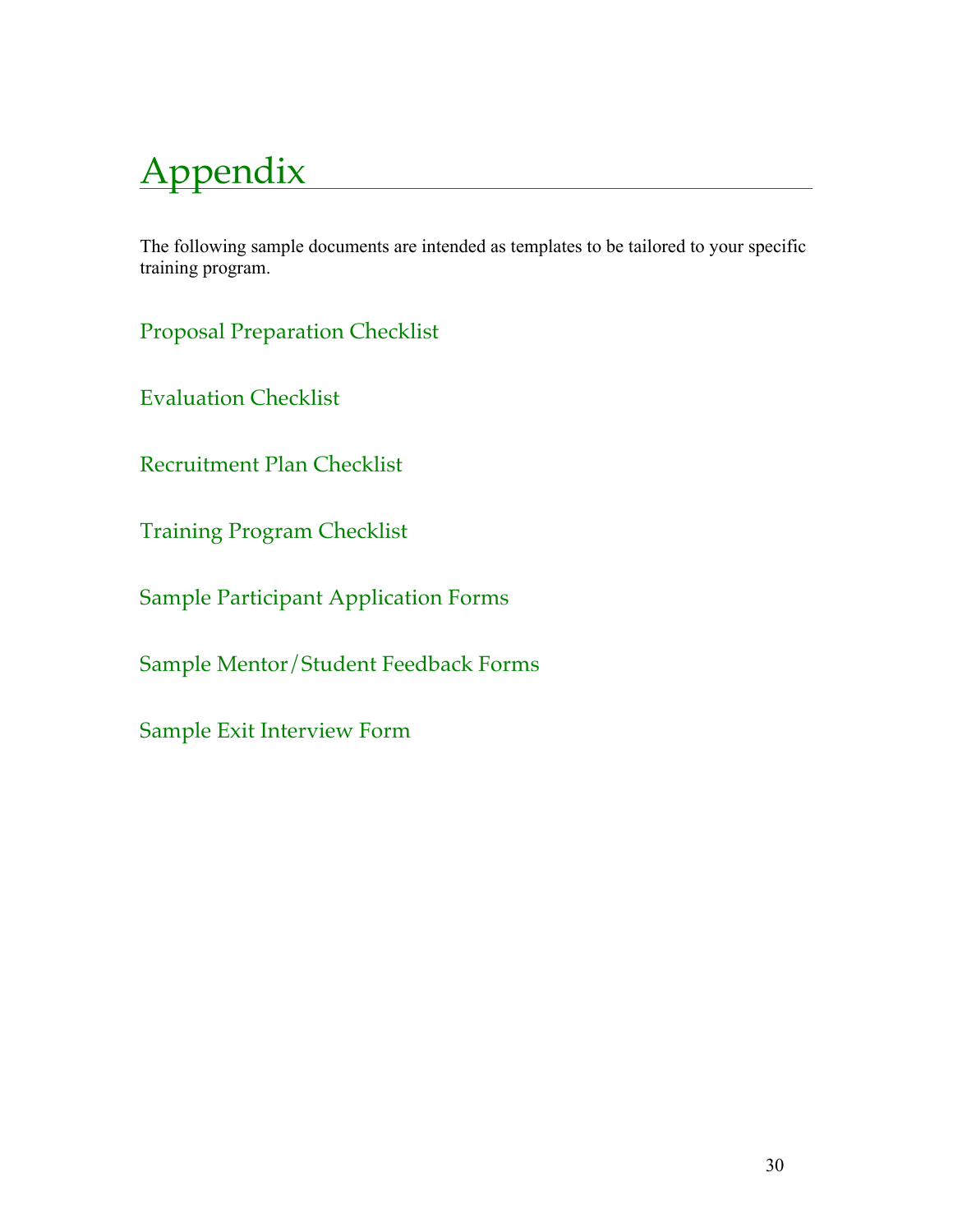# Appendix

The following sample documents are intended as templates to be tailored to your specific training program.

## Proposal Preparation Checklist

## Evaluation Checklist

## Recruitment Plan Checklist

## Training Program Checklist

## Sample Participant Application Forms

## Sample Mentor/Student Feedback Forms

## Sample Exit Interview Form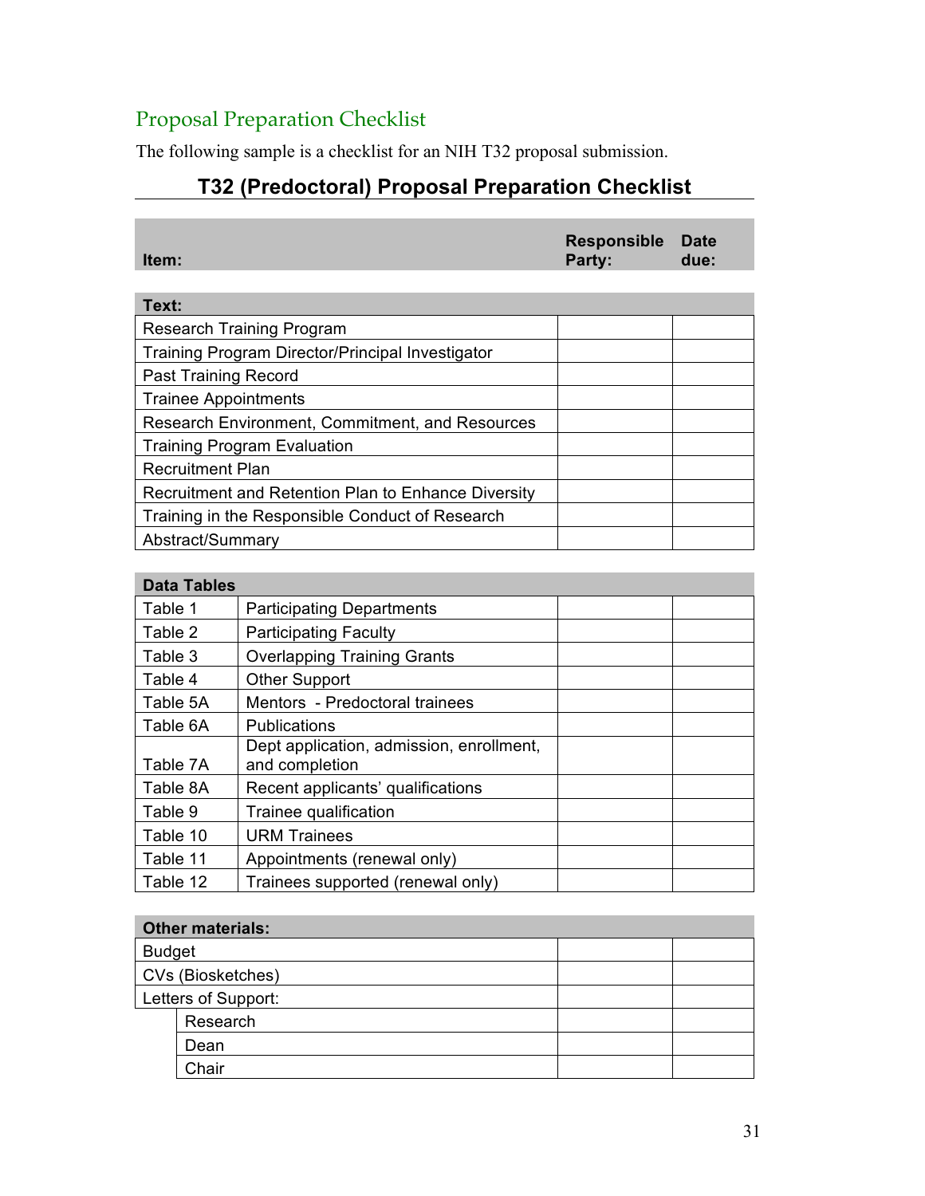## Proposal Preparation Checklist

The following sample is a checklist for an NIH T32 proposal submission.

### T32 (Predoctoral) Proposal Preparation Checklist

| Item: | Responsible Party: | Date due: |
|---|---|---|
| **Text:** | | |
| Research Training Program | | |
| Training Program Director/Principal Investigator | | |
| Past Training Record | | |
| Trainee Appointments | | |
| Research Environment, Commitment, and Resources | | |
| Training Program Evaluation | | |
| Recruitment Plan | | |
| Recruitment and Retention Plan to Enhance Diversity | | |
| Training in the Responsible Conduct of Research | | |
| Abstract/Summary | | |

| **Data Tables** | | | |
|---|---|---|---|
| Table 1 | Participating Departments | | |
| Table 2 | Participating Faculty | | |
| Table 3 | Overlapping Training Grants | | |
| Table 4 | Other Support | | |
| Table 5A | Mentors - Predoctoral trainees | | |
| Table 6A | Publications | | |
| Table 7A | Dept application, admission, enrollment, and completion | | |
| Table 8A | Recent applicants' qualifications | | |
| Table 9 | Trainee qualification | | |
| Table 10 | URM Trainees | | |
| Table 11 | Appointments (renewal only) | | |
| Table 12 | Trainees supported (renewal only) | | |

| **Other materials:** | | |
|---|---|---|
| Budget | | |
| CVs (Biosketches) | | |
| Letters of Support: | | |
| Research | | |
| Dean | | |
| Chair | | |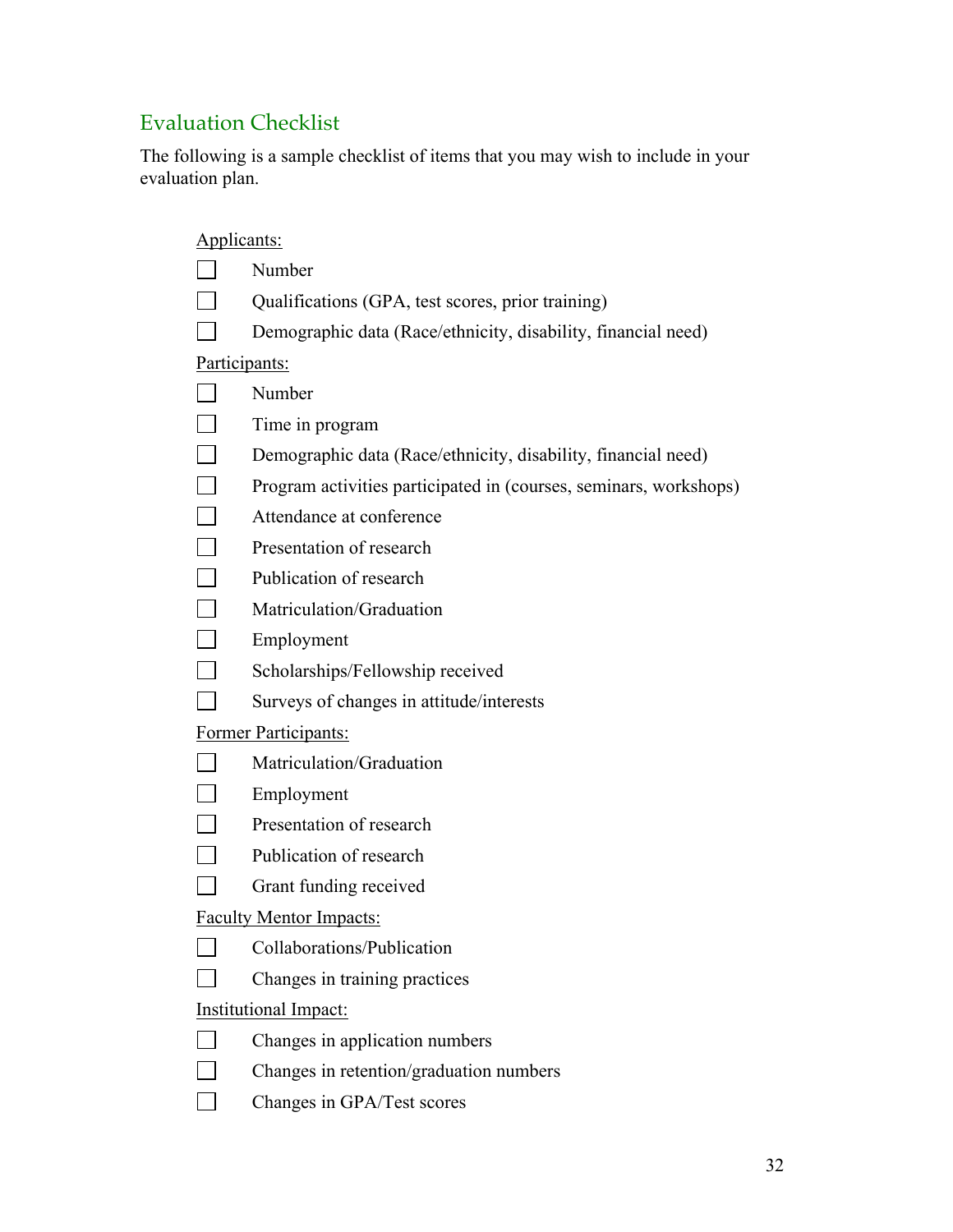## Evaluation Checklist

The following is a sample checklist of items that you may wish to include in your evaluation plan.

Applicants:

- [ ] Number
- [ ] Qualifications (GPA, test scores, prior training)
- [ ] Demographic data (Race/ethnicity, disability, financial need)

Participants:

- [ ] Number
- [ ] Time in program
- [ ] Demographic data (Race/ethnicity, disability, financial need)
- [ ] Program activities participated in (courses, seminars, workshops)
- [ ] Attendance at conference
- [ ] Presentation of research
- [ ] Publication of research
- [ ] Matriculation/Graduation
- [ ] Employment
- [ ] Scholarships/Fellowship received
- [ ] Surveys of changes in attitude/interests

Former Participants:

- [ ] Matriculation/Graduation
- [ ] Employment
- [ ] Presentation of research
- [ ] Publication of research
- [ ] Grant funding received

Faculty Mentor Impacts:

- [ ] Collaborations/Publication
- [ ] Changes in training practices

Institutional Impact:

- [ ] Changes in application numbers
- [ ] Changes in retention/graduation numbers
- [ ] Changes in GPA/Test scores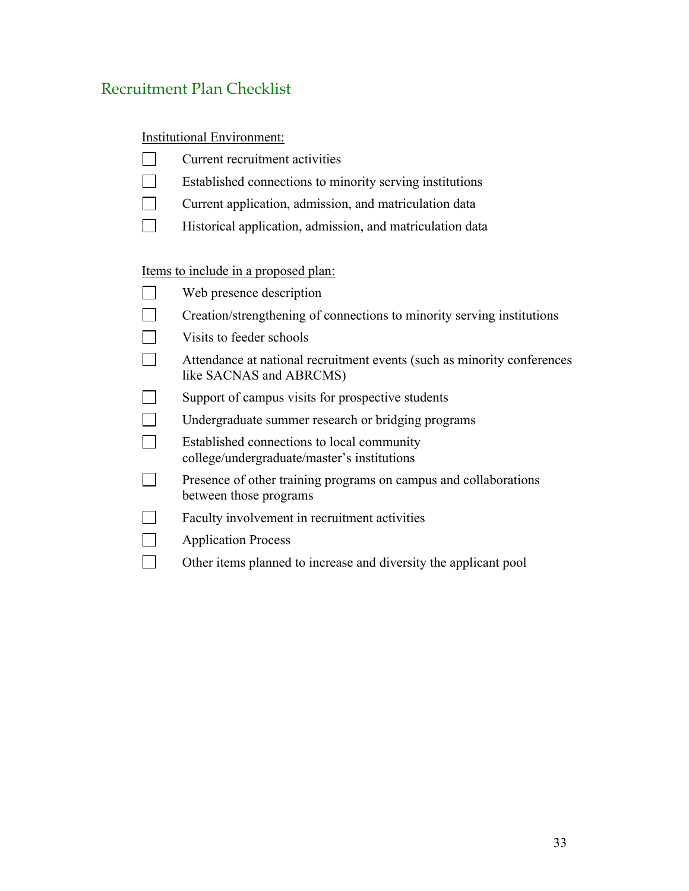## Recruitment Plan Checklist

<u>Institutional Environment:</u>

- [ ] Current recruitment activities
- [ ] Established connections to minority serving institutions
- [ ] Current application, admission, and matriculation data
- [ ] Historical application, admission, and matriculation data

<u>Items to include in a proposed plan:</u>

- [ ] Web presence description
- [ ] Creation/strengthening of connections to minority serving institutions
- [ ] Visits to feeder schools
- [ ] Attendance at national recruitment events (such as minority conferences like SACNAS and ABRCMS)
- [ ] Support of campus visits for prospective students
- [ ] Undergraduate summer research or bridging programs
- [ ] Established connections to local community college/undergraduate/master's institutions
- [ ] Presence of other training programs on campus and collaborations between those programs
- [ ] Faculty involvement in recruitment activities
- [ ] Application Process
- [ ] Other items planned to increase and diversity the applicant pool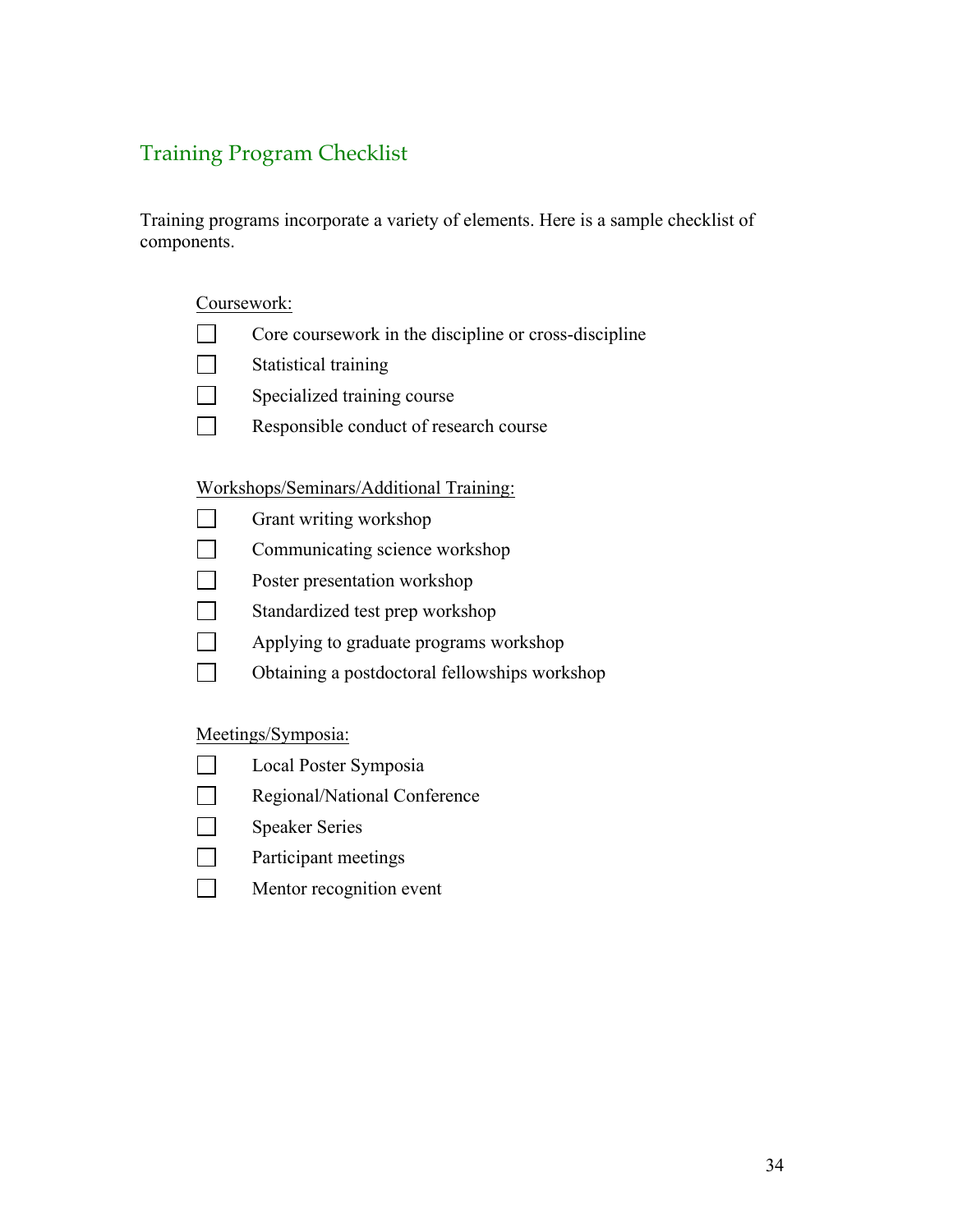## Training Program Checklist

Training programs incorporate a variety of elements. Here is a sample checklist of components.

Coursework:

- [ ] Core coursework in the discipline or cross-discipline
- [ ] Statistical training
- [ ] Specialized training course
- [ ] Responsible conduct of research course

Workshops/Seminars/Additional Training:

- [ ] Grant writing workshop
- [ ] Communicating science workshop
- [ ] Poster presentation workshop
- [ ] Standardized test prep workshop
- [ ] Applying to graduate programs workshop
- [ ] Obtaining a postdoctoral fellowships workshop

Meetings/Symposia:

- [ ] Local Poster Symposia
- [ ] Regional/National Conference
- [ ] Speaker Series
- [ ] Participant meetings
- [ ] Mentor recognition event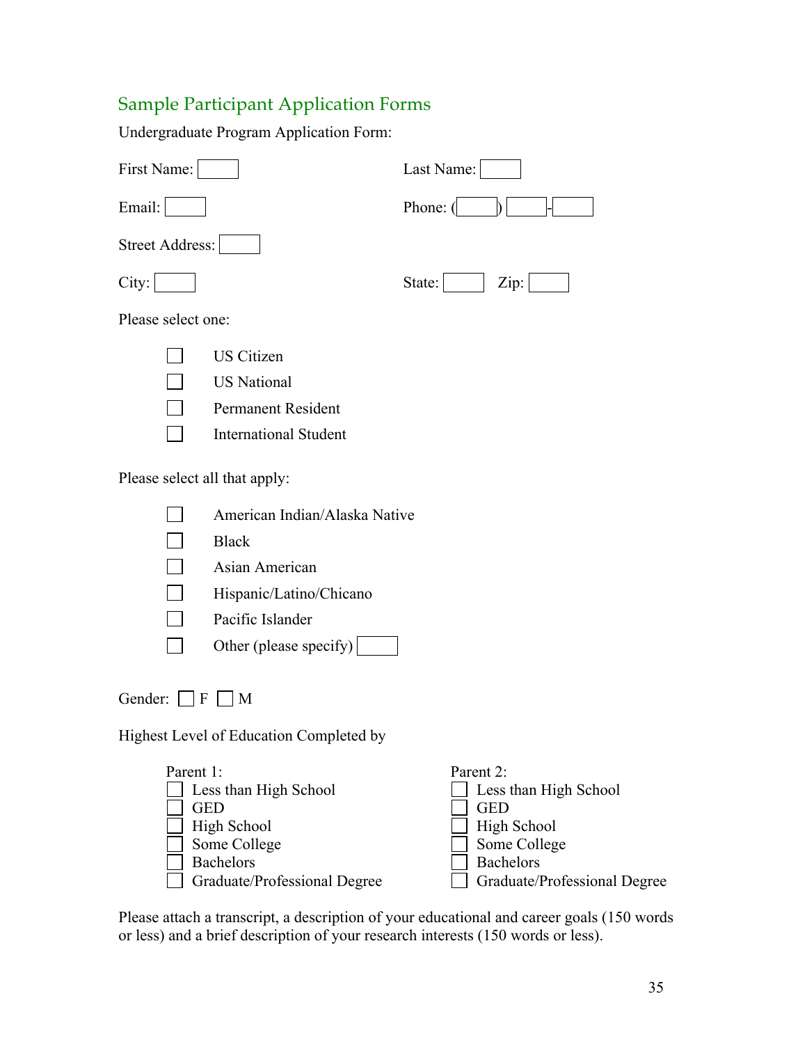## Sample Participant Application Forms

Undergraduate Program Application Form:

First Name: ☐ Last Name: ☐

Email: ☐ Phone: (☐) ☐-☐

Street Address: ☐

City: ☐ State: ☐ Zip: ☐

Please select one:

- ☐ US Citizen
- ☐ US National
- ☐ Permanent Resident
- ☐ International Student

Please select all that apply:

- ☐ American Indian/Alaska Native
- ☐ Black
- ☐ Asian American
- ☐ Hispanic/Latino/Chicano
- ☐ Pacific Islander
- ☐ Other (please specify) ☐

Gender: ☐ F ☐ M

Highest Level of Education Completed by

Parent 1:

- ☐ Less than High School
- ☐ GED
- ☐ High School
- ☐ Some College
- ☐ Bachelors
- ☐ Graduate/Professional Degree

Parent 2:

- ☐ Less than High School
- ☐ GED
- ☐ High School
- ☐ Some College
- ☐ Bachelors
- ☐ Graduate/Professional Degree

Please attach a transcript, a description of your educational and career goals (150 words or less) and a brief description of your research interests (150 words or less).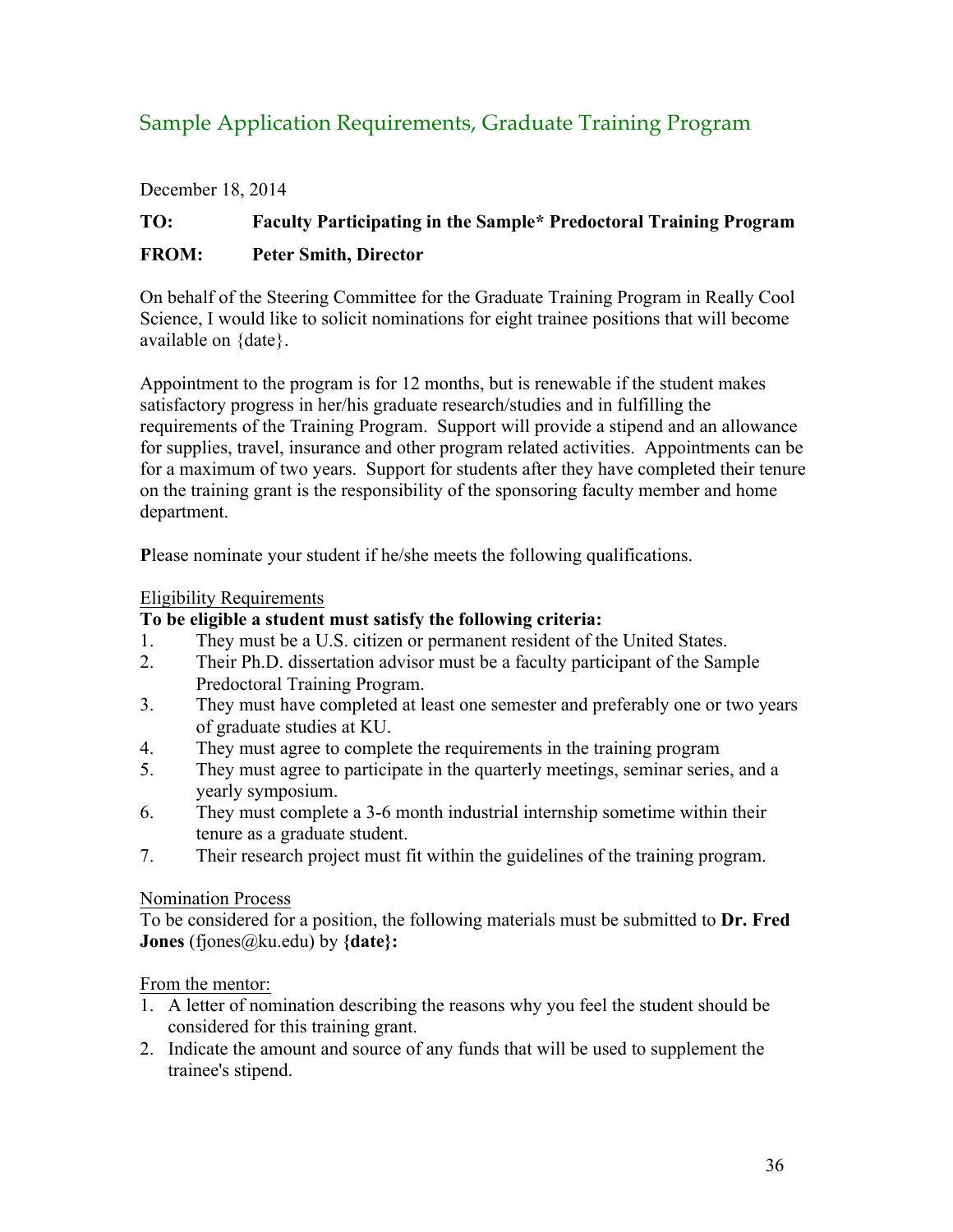## Sample Application Requirements, Graduate Training Program

December 18, 2014

**TO: Faculty Participating in the Sample* Predoctoral Training Program**

**FROM: Peter Smith, Director**

On behalf of the Steering Committee for the Graduate Training Program in Really Cool Science, I would like to solicit nominations for eight trainee positions that will become available on {date}.

Appointment to the program is for 12 months, but is renewable if the student makes satisfactory progress in her/his graduate research/studies and in fulfilling the requirements of the Training Program. Support will provide a stipend and an allowance for supplies, travel, insurance and other program related activities. Appointments can be for a maximum of two years. Support for students after they have completed their tenure on the training grant is the responsibility of the sponsoring faculty member and home department.

**P**lease nominate your student if he/she meets the following qualifications.

Eligibility Requirements

**To be eligible a student must satisfy the following criteria:**

1. They must be a U.S. citizen or permanent resident of the United States.
2. Their Ph.D. dissertation advisor must be a faculty participant of the Sample Predoctoral Training Program.
3. They must have completed at least one semester and preferably one or two years of graduate studies at KU.
4. They must agree to complete the requirements in the training program
5. They must agree to participate in the quarterly meetings, seminar series, and a yearly symposium.
6. They must complete a 3-6 month industrial internship sometime within their tenure as a graduate student.
7. Their research project must fit within the guidelines of the training program.

Nomination Process

To be considered for a position, the following materials must be submitted to **Dr. Fred Jones** (fjones@ku.edu) by **{date}:**

From the mentor:

1. A letter of nomination describing the reasons why you feel the student should be considered for this training grant.
2. Indicate the amount and source of any funds that will be used to supplement the trainee's stipend.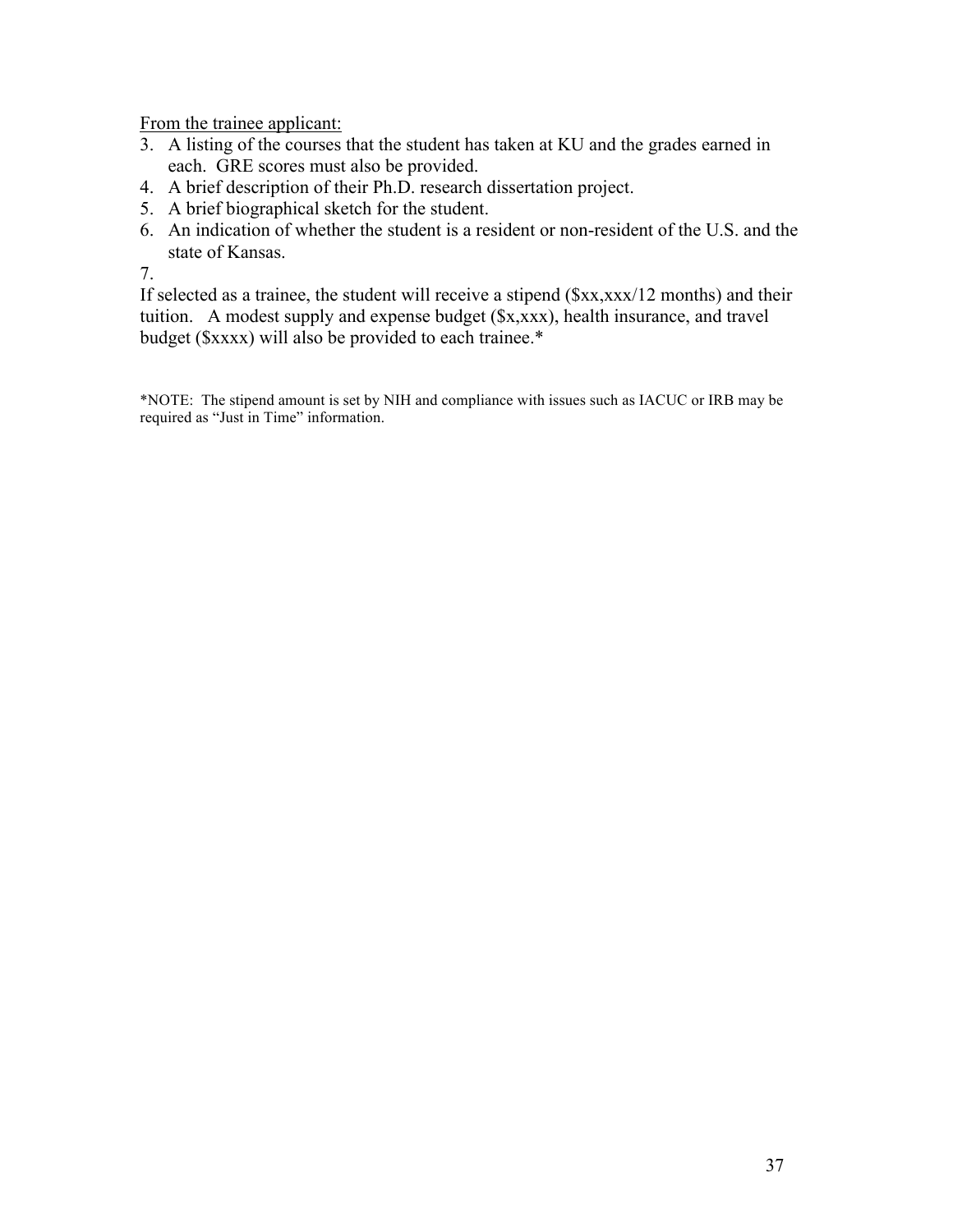From the trainee applicant:

3. A listing of the courses that the student has taken at KU and the grades earned in each. GRE scores must also be provided.
4. A brief description of their Ph.D. research dissertation project.
5. A brief biographical sketch for the student.
6. An indication of whether the student is a resident or non-resident of the U.S. and the state of Kansas.
7. 

If selected as a trainee, the student will receive a stipend ($xx,xxx/12 months) and their tuition. A modest supply and expense budget ($x,xxx), health insurance, and travel budget ($xxxx) will also be provided to each trainee.*

*NOTE: The stipend amount is set by NIH and compliance with issues such as IACUC or IRB may be required as "Just in Time" information.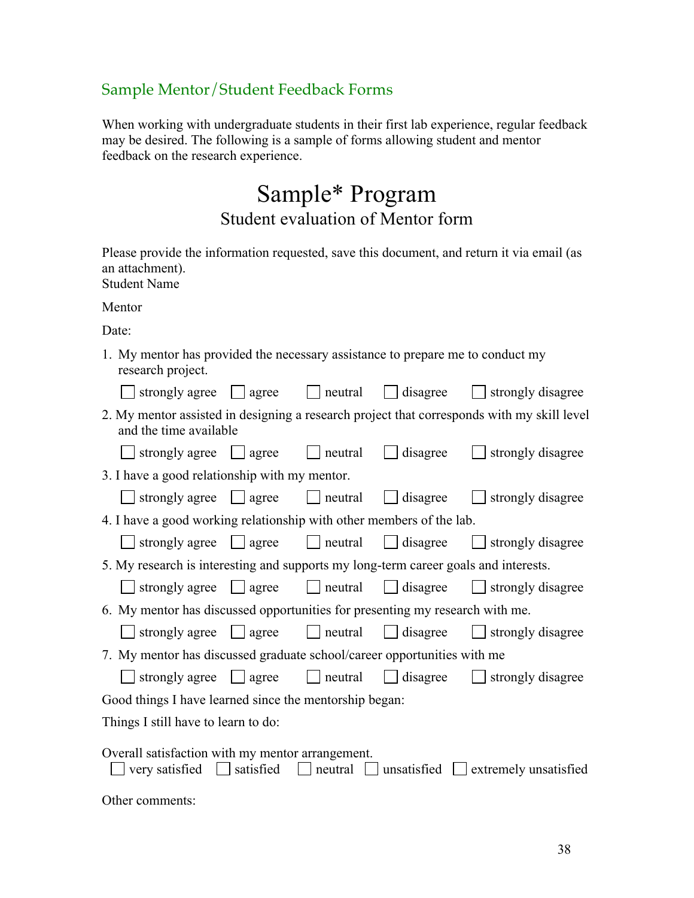## Sample Mentor/Student Feedback Forms

When working with undergraduate students in their first lab experience, regular feedback may be desired. The following is a sample of forms allowing student and mentor feedback on the research experience.

# Sample* Program

### Student evaluation of Mentor form

Please provide the information requested, save this document, and return it via email (as an attachment).

Student Name

Mentor

Date:

1. My mentor has provided the necessary assistance to prepare me to conduct my research project.

   ☐ strongly agree ☐ agree ☐ neutral ☐ disagree ☐ strongly disagree

2. My mentor assisted in designing a research project that corresponds with my skill level and the time available

   ☐ strongly agree ☐ agree ☐ neutral ☐ disagree ☐ strongly disagree

3. I have a good relationship with my mentor.

   ☐ strongly agree ☐ agree ☐ neutral ☐ disagree ☐ strongly disagree

4. I have a good working relationship with other members of the lab.

   ☐ strongly agree ☐ agree ☐ neutral ☐ disagree ☐ strongly disagree

5. My research is interesting and supports my long-term career goals and interests.

   ☐ strongly agree ☐ agree ☐ neutral ☐ disagree ☐ strongly disagree

6. My mentor has discussed opportunities for presenting my research with me.

   ☐ strongly agree ☐ agree ☐ neutral ☐ disagree ☐ strongly disagree

7. My mentor has discussed graduate school/career opportunities with me

   ☐ strongly agree ☐ agree ☐ neutral ☐ disagree ☐ strongly disagree

Good things I have learned since the mentorship began:

Things I still have to learn to do:

Overall satisfaction with my mentor arrangement.

☐ very satisfied ☐ satisfied ☐ neutral ☐ unsatisfied ☐ extremely unsatisfied

Other comments: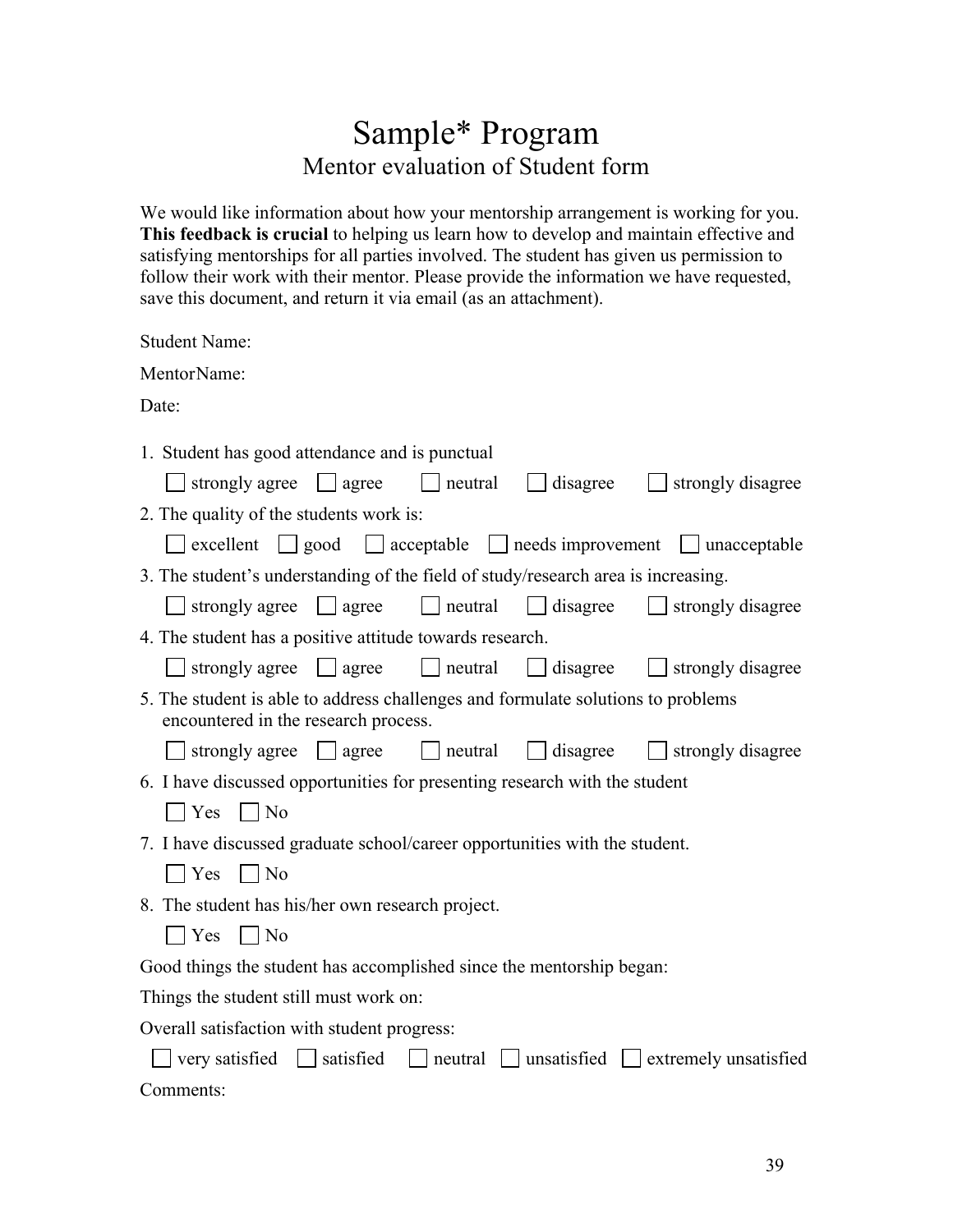# Sample* Program

## Mentor evaluation of Student form

We would like information about how your mentorship arrangement is working for you. **This feedback is crucial** to helping us learn how to develop and maintain effective and satisfying mentorships for all parties involved. The student has given us permission to follow their work with their mentor. Please provide the information we have requested, save this document, and return it via email (as an attachment).

Student Name:

MentorName:

Date:

1. Student has good attendance and is punctual

   ☐ strongly agree ☐ agree ☐ neutral ☐ disagree ☐ strongly disagree

2. The quality of the students work is:

   ☐ excellent ☐ good ☐ acceptable ☐ needs improvement ☐ unacceptable

3. The student's understanding of the field of study/research area is increasing.

   ☐ strongly agree ☐ agree ☐ neutral ☐ disagree ☐ strongly disagree

4. The student has a positive attitude towards research.

   ☐ strongly agree ☐ agree ☐ neutral ☐ disagree ☐ strongly disagree

5. The student is able to address challenges and formulate solutions to problems encountered in the research process.

   ☐ strongly agree ☐ agree ☐ neutral ☐ disagree ☐ strongly disagree

6. I have discussed opportunities for presenting research with the student

   ☐ Yes ☐ No

7. I have discussed graduate school/career opportunities with the student.

   ☐ Yes ☐ No

8. The student has his/her own research project.

   ☐ Yes ☐ No

Good things the student has accomplished since the mentorship began:

Things the student still must work on:

Overall satisfaction with student progress:

☐ very satisfied ☐ satisfied ☐ neutral ☐ unsatisfied ☐ extremely unsatisfied

Comments: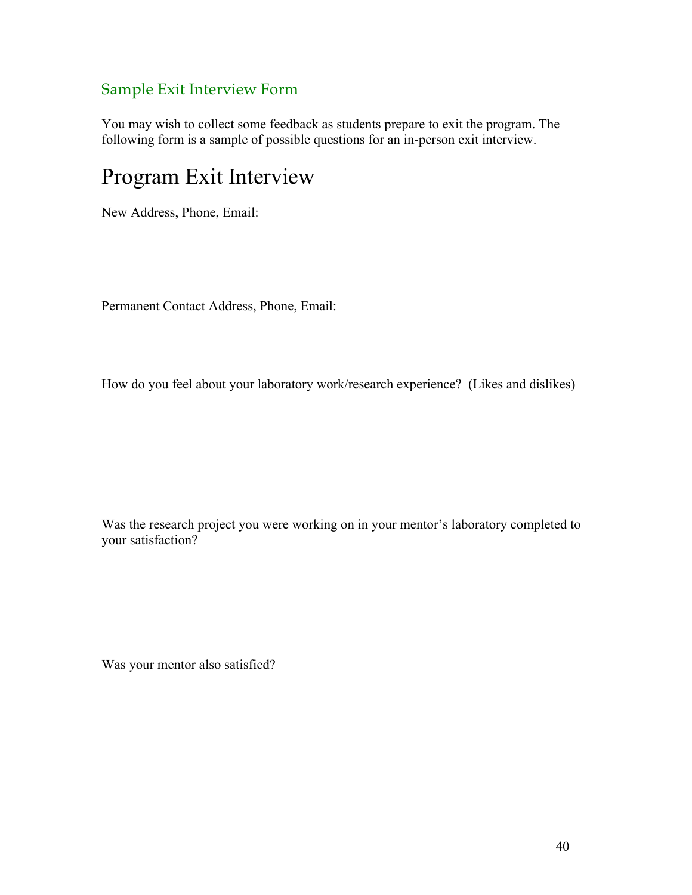## Sample Exit Interview Form

You may wish to collect some feedback as students prepare to exit the program. The following form is a sample of possible questions for an in-person exit interview.

# Program Exit Interview

New Address, Phone, Email:

Permanent Contact Address, Phone, Email:

How do you feel about your laboratory work/research experience? (Likes and dislikes)

Was the research project you were working on in your mentor's laboratory completed to your satisfaction?

Was your mentor also satisfied?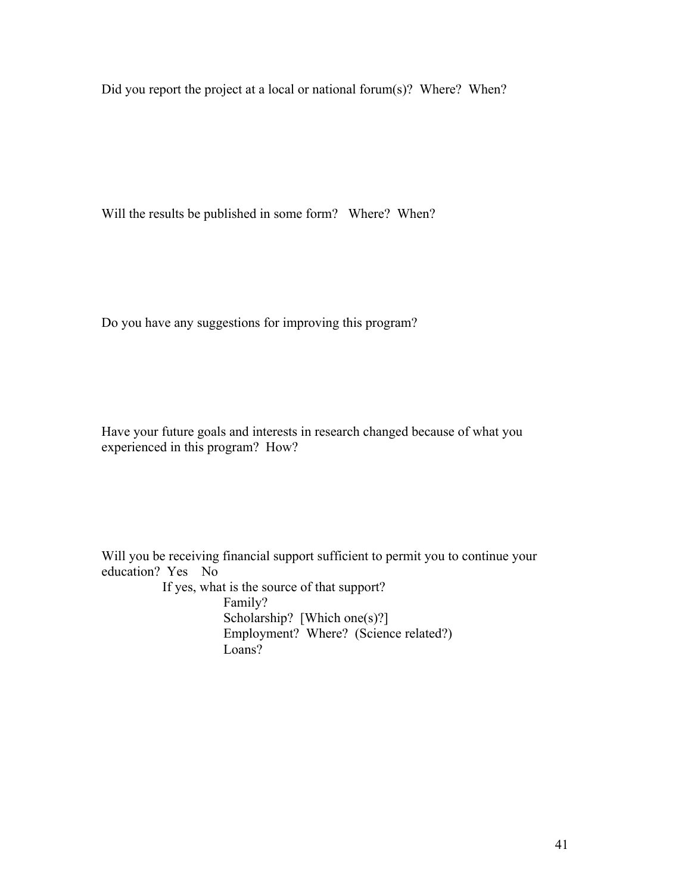Did you report the project at a local or national forum(s)? Where? When?

Will the results be published in some form? Where? When?

Do you have any suggestions for improving this program?

Have your future goals and interests in research changed because of what you experienced in this program? How?

Will you be receiving financial support sufficient to permit you to continue your education? Yes No

If yes, what is the source of that support?

- Family?
- Scholarship? [Which one(s)?]
- Employment? Where? (Science related?)
- Loans?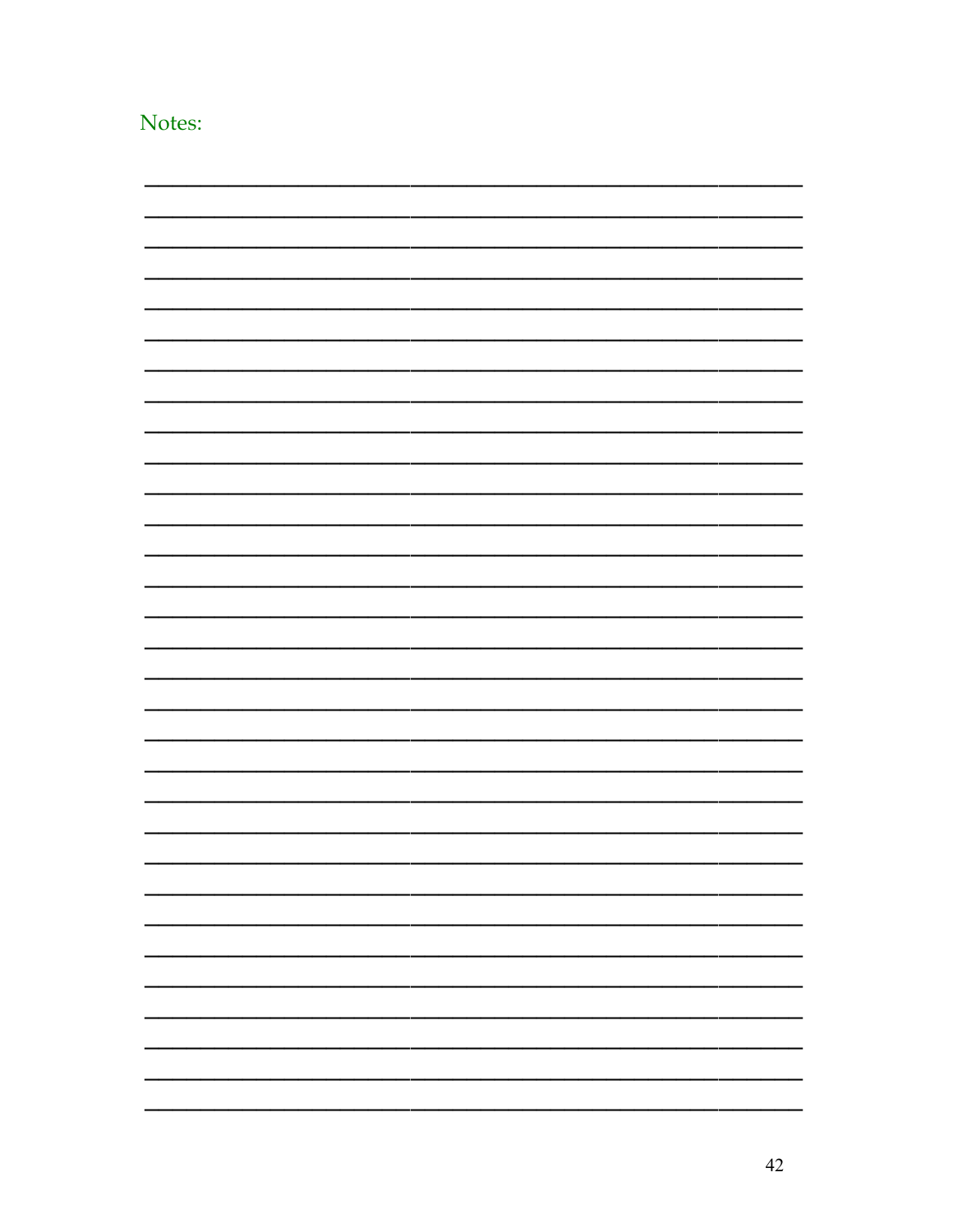Notes: